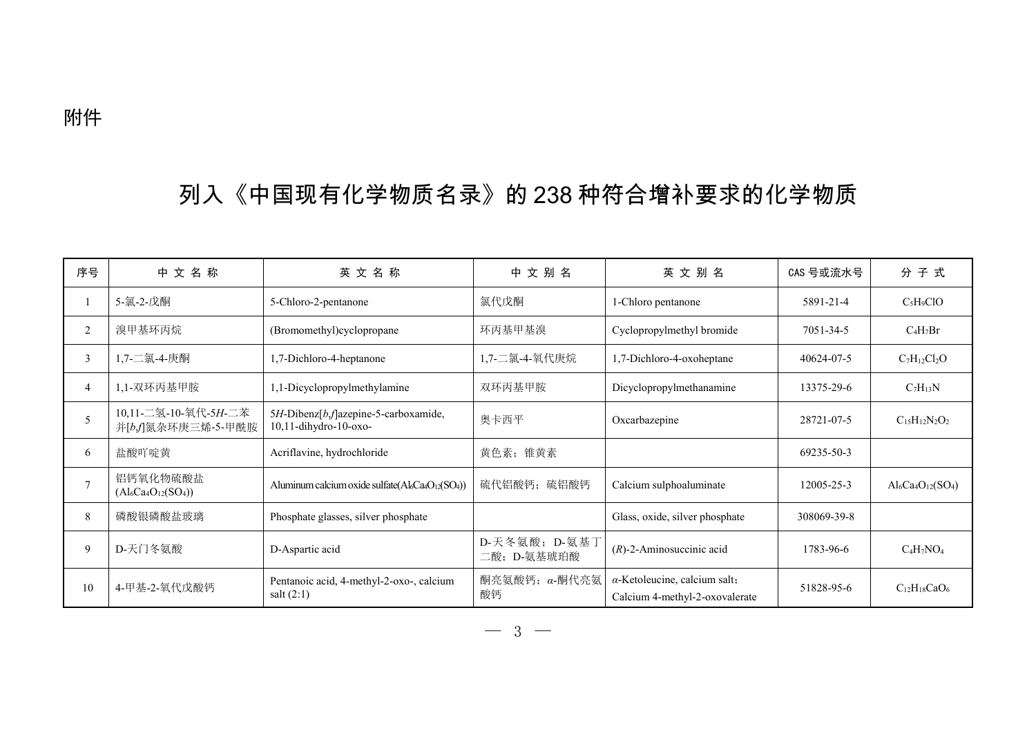附件

# 列入《中国现有化学物质名录》的238种符合增补要求的化学物质

| 序号 | 中文名称 | 英文名称 | 中文别名 | 英文别名 | CAS号或流水号 | 分子式 |
|---|---|---|---|---|---|---|
| 1 | 5-氯-2-戊酮 | 5-Chloro-2-pentanone | 氯代戊酮 | 1-Chloro pentanone | 5891-21-4 | $C_5H_9ClO$ |
| 2 | 溴甲基环丙烷 | (Bromomethyl)cyclopropane | 环丙基甲基溴 | Cyclopropylmethyl bromide | 7051-34-5 | $C_4H_7Br$ |
| 3 | 1,7-二氯-4-庚酮 | 1,7-Dichloro-4-heptanone | 1,7-二氯-4-氧代庚烷 | 1,7-Dichloro-4-oxoheptane | 40624-07-5 | $C_7H_{12}Cl_2O$ |
| 4 | 1,1-双环丙基甲胺 | 1,1-Dicyclopropylmethylamine | 双环丙基甲胺 | Dicyclopropylmethanamine | 13375-29-6 | $C_7H_{13}N$ |
| 5 | 10,11-二氢-10-氧代-5*H*-二苯并[*b*,*f*]氮杂环庚三烯-5-甲酰胺 | 5*H*-Dibenz[*b*,*f*]azepine-5-carboxamide, 10,11-dihydro-10-oxo- | 奥卡西平 | Oxcarbazepine | 28721-07-5 | $C_{15}H_{12}N_2O_2$ |
| 6 | 盐酸吖啶黄 | Acriflavine, hydrochloride | 黄色素；锥黄素 | | 69235-50-3 | |
| 7 | 铝钙氧化物硫酸盐 ($Al_6Ca_4O_{12}(SO_4)$) | Aluminum calcium oxide sulfate($Al_6Ca_4O_{12}(SO_4)$) | 硫代铝酸钙；硫铝酸钙 | Calcium sulphoaluminate | 12005-25-3 | $Al_6Ca_4O_{12}(SO_4)$ |
| 8 | 磷酸银磷酸盐玻璃 | Phosphate glasses, silver phosphate | | Glass, oxide, silver phosphate | 308069-39-8 | |
| 9 | D-天门冬氨酸 | D-Aspartic acid | D-天冬氨酸；D-氨基丁二酸；D-氨基琥珀酸 | (*R*)-2-Aminosuccinic acid | 1783-96-6 | $C_4H_7NO_4$ |
| 10 | 4-甲基-2-氧代戊酸钙 | Pentanoic acid, 4-methyl-2-oxo-, calcium salt (2:1) | 酮亮氨酸钙；*α*-酮代亮氨酸钙 | *α*-Ketoleucine, calcium salt；Calcium 4-methyl-2-oxovalerate | 51828-95-6 | $C_{12}H_{18}CaO_6$ |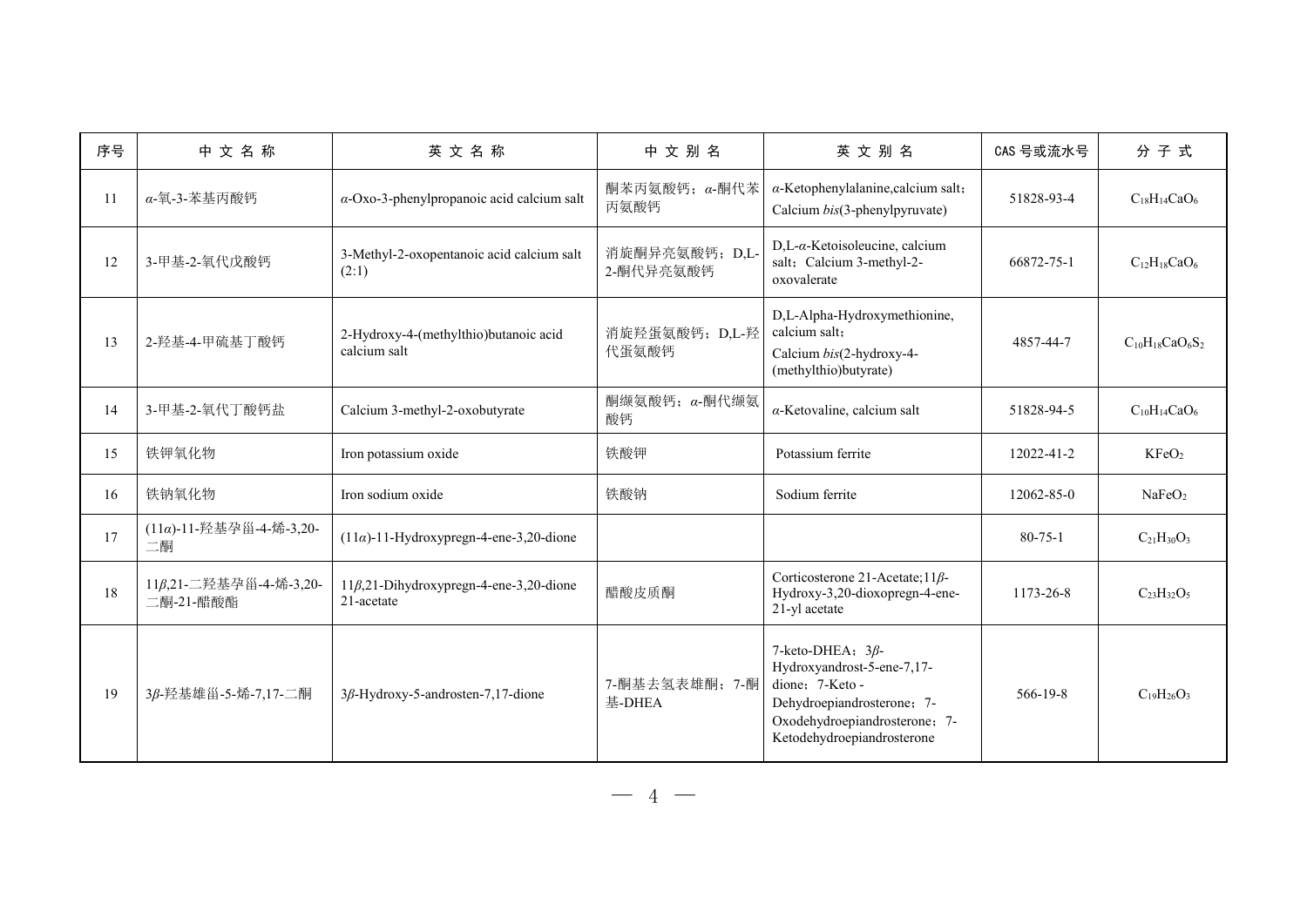| 序号 | 中 文 名 称 | 英 文 名 称 | 中 文 别 名 | 英 文 别 名 | CAS 号或流水号 | 分 子 式 |
| --- | --- | --- | --- | --- | --- | --- |
| 11 | *α*-氧-3-苯基丙酸钙 | *α*-Oxo-3-phenylpropanoic acid calcium salt | 酮苯丙氨酸钙；*α*-酮代苯丙氨酸钙 | *α*-Ketophenylalanine,calcium salt；Calcium *bis*(3-phenylpyruvate) | 51828-93-4 | $C_{18}H_{14}CaO_6$ |
| 12 | 3-甲基-2-氧代戊酸钙 | 3-Methyl-2-oxopentanoic acid calcium salt (2:1) | 消旋酮异亮氨酸钙；D,L-2-酮代异亮氨酸钙 | D,L-*α*-Ketoisoleucine, calcium salt；Calcium 3-methyl-2-oxovalerate | 66872-75-1 | $C_{12}H_{18}CaO_6$ |
| 13 | 2-羟基-4-甲硫基丁酸钙 | 2-Hydroxy-4-(methylthio)butanoic acid calcium salt | 消旋羟蛋氨酸钙；D,L-羟代蛋氨酸钙 | D,L-Alpha-Hydroxymethionine, calcium salt；Calcium *bis*(2-hydroxy-4-(methylthio)butyrate) | 4857-44-7 | $C_{10}H_{18}CaO_6S_2$ |
| 14 | 3-甲基-2-氧代丁酸钙盐 | Calcium 3-methyl-2-oxobutyrate | 酮缬氨酸钙；*α*-酮代缬氨酸钙 | *α*-Ketovaline, calcium salt | 51828-94-5 | $C_{10}H_{14}CaO_6$ |
| 15 | 铁钾氧化物 | Iron potassium oxide | 铁酸钾 | Potassium ferrite | 12022-41-2 | $KFeO_2$ |
| 16 | 铁钠氧化物 | Iron sodium oxide | 铁酸钠 | Sodium ferrite | 12062-85-0 | $NaFeO_2$ |
| 17 | (11*α*)-11-羟基孕甾-4-烯-3,20-二酮 | (11*α*)-11-Hydroxypregn-4-ene-3,20-dione | | | 80-75-1 | $C_{21}H_{30}O_3$ |
| 18 | 11*β*,21-二羟基孕甾-4-烯-3,20-二酮-21-醋酸酯 | 11*β*,21-Dihydroxypregn-4-ene-3,20-dione 21-acetate | 醋酸皮质酮 | Corticosterone 21-Acetate;11*β*-Hydroxy-3,20-dioxopregn-4-ene-21-yl acetate | 1173-26-8 | $C_{23}H_{32}O_5$ |
| 19 | 3*β*-羟基雄甾-5-烯-7,17-二酮 | 3*β*-Hydroxy-5-androsten-7,17-dione | 7-酮基去氢表雄酮；7-酮基-DHEA | 7-keto-DHEA；3*β*-Hydroxyandrost-5-ene-7,17-dione；7-Keto -Dehydroepiandrosterone；7-Oxodehydroepiandrosterone；7-Ketodehydroepiandrosterone | 566-19-8 | $C_{19}H_{26}O_3$ |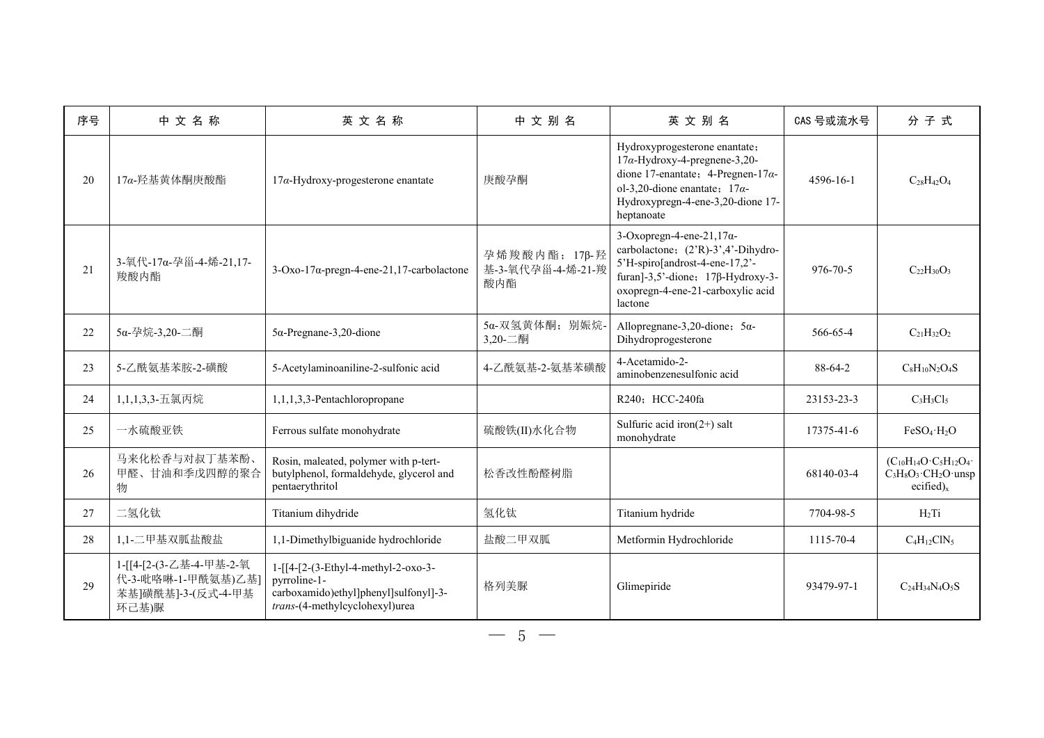| 序号 | 中 文 名 称 | 英 文 名 称 | 中 文 别 名 | 英 文 别 名 | CAS 号或流水号 | 分 子 式 |
| --- | --- | --- | --- | --- | --- | --- |
| 20 | 17α-羟基黄体酮庚酸酯 | 17α-Hydroxy-progesterone enantate | 庚酸孕酮 | Hydroxyprogesterone enantate；17α-Hydroxy-4-pregnene-3,20-dione 17-enantate；4-Pregnen-17α-ol-3,20-dione enantate；17α-Hydroxypregn-4-ene-3,20-dione 17-heptanoate | 4596-16-1 | $C_{28}H_{42}O_4$ |
| 21 | 3-氧代-17α-孕甾-4-烯-21,17-羧酸内酯 | 3-Oxo-17α-pregn-4-ene-21,17-carbolactone | 孕烯羧酸内酯；17β-羟基-3-氧代孕甾-4-烯-21-羧酸内酯 | 3-Oxopregn-4-ene-21,17α-carbolactone；(2'R)-3',4'-Dihydro-5'H-spiro[androst-4-ene-17,2'-furan]-3,5'-dione；17β-Hydroxy-3-oxopregn-4-ene-21-carboxylic acid lactone | 976-70-5 | $C_{22}H_{30}O_3$ |
| 22 | 5α-孕烷-3,20-二酮 | 5α-Pregnane-3,20-dione | 5α-双氢黄体酮；别娠烷-3,20-二酮 | Allopregnane-3,20-dione；5α-Dihydroprogesterone | 566-65-4 | $C_{21}H_{32}O_2$ |
| 23 | 5-乙酰氨基苯胺-2-磺酸 | 5-Acetylaminoaniline-2-sulfonic acid | 4-乙酰氨基-2-氨基苯磺酸 | 4-Acetamido-2-aminobenzenesulfonic acid | 88-64-2 | $C_8H_{10}N_2O_4S$ |
| 24 | 1,1,1,3,3-五氯丙烷 | 1,1,1,3,3-Pentachloropropane | | R240；HCC-240fa | 23153-23-3 | $C_3H_3Cl_5$ |
| 25 | 一水硫酸亚铁 | Ferrous sulfate monohydrate | 硫酸铁(II)水化合物 | Sulfuric acid iron(2+) salt monohydrate | 17375-41-6 | $FeSO_4{\cdot}H_2O$ |
| 26 | 马来化松香与对叔丁基苯酚、甲醛、甘油和季戊四醇的聚合物 | Rosin, maleated, polymer with p-tert-butylphenol, formaldehyde, glycerol and pentaerythritol | 松香改性酚醛树脂 | | 68140-03-4 | $(C_{10}H_{14}O{\cdot}C_5H_{12}O_4{\cdot}C_3H_8O_3{\cdot}CH_2O{\cdot}\text{unspecified})_x$ |
| 27 | 二氢化钛 | Titanium dihydride | 氢化钛 | Titanium hydride | 7704-98-5 | $H_2Ti$ |
| 28 | 1,1-二甲基双胍盐酸盐 | 1,1-Dimethylbiguanide hydrochloride | 盐酸二甲双胍 | Metformin Hydrochloride | 1115-70-4 | $C_4H_{12}ClN_5$ |
| 29 | 1-[[4-[2-(3-乙基-4-甲基-2-氧代-3-吡咯啉-1-甲酰氨基)乙基]苯基]磺酰基]-3-(反式-4-甲基环己基)脲 | 1-[[4-[2-(3-Ethyl-4-methyl-2-oxo-3-pyrroline-1-carboxamido)ethyl]phenyl]sulfonyl]-3-*trans*-(4-methylcyclohexyl)urea | 格列美脲 | Glimepiride | 93479-97-1 | $C_{24}H_{34}N_4O_5S$ |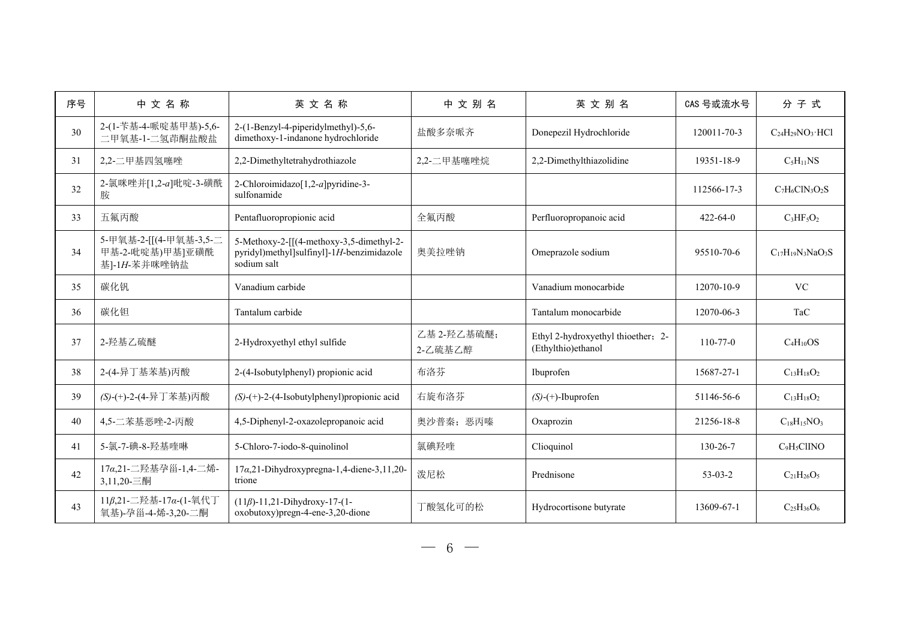| 序号 | 中 文 名 称 | 英 文 名 称 | 中 文 别 名 | 英 文 别 名 | CAS 号或流水号 | 分 子 式 |
|---|---|---|---|---|---|---|
| 30 | 2-(1-苄基-4-哌啶基甲基)-5,6-二甲氧基-1-二氢茚酮盐酸盐 | 2-(1-Benzyl-4-piperidylmethyl)-5,6-dimethoxy-1-indanone hydrochloride | 盐酸多奈哌齐 | Donepezil Hydrochloride | 120011-70-3 | $C_{24}H_{29}NO_3{\cdot}HCl$ |
| 31 | 2,2-二甲基四氢噻唑 | 2,2-Dimethyltetrahydrothiazole | 2,2-二甲基噻唑烷 | 2,2-Dimethylthiazolidine | 19351-18-9 | $C_5H_{11}NS$ |
| 32 | 2-氯咪唑并[1,2-*a*]吡啶-3-磺酰胺 | 2-Chloroimidazo[1,2-*a*]pyridine-3-sulfonamide | | | 112566-17-3 | $C_7H_6ClN_3O_2S$ |
| 33 | 五氟丙酸 | Pentafluoropropionic acid | 全氟丙酸 | Perfluoropropanoic acid | 422-64-0 | $C_3HF_5O_2$ |
| 34 | 5-甲氧基-2-[[(4-甲氧基-3,5-二甲基-2-吡啶基)甲基]亚磺酰基]-1*H*-苯并咪唑钠盐 | 5-Methoxy-2-[[(4-methoxy-3,5-dimethyl-2-pyridyl)methyl]sulfinyl]-1*H*-benzimidazole sodium salt | 奥美拉唑钠 | Omeprazole sodium | 95510-70-6 | $C_{17}H_{19}N_3NaO_3S$ |
| 35 | 碳化钒 | Vanadium carbide | | Vanadium monocarbide | 12070-10-9 | VC |
| 36 | 碳化钽 | Tantalum carbide | | Tantalum monocarbide | 12070-06-3 | TaC |
| 37 | 2-羟基乙硫醚 | 2-Hydroxyethyl ethyl sulfide | 乙基 2-羟乙基硫醚；2-乙硫基乙醇 | Ethyl 2-hydroxyethyl thioether；2-(Ethylthio)ethanol | 110-77-0 | $C_4H_{10}OS$ |
| 38 | 2-(4-异丁基苯基)丙酸 | 2-(4-Isobutylphenyl) propionic acid | 布洛芬 | Ibuprofen | 15687-27-1 | $C_{13}H_{18}O_2$ |
| 39 | *(S)*-(+)-2-(4-异丁苯基)丙酸 | *(S)*-(+)-2-(4-Isobutylphenyl)propionic acid | 右旋布洛芬 | *(S)*-(+)-Ibuprofen | 51146-56-6 | $C_{13}H_{18}O_2$ |
| 40 | 4,5-二苯基恶唑-2-丙酸 | 4,5-Diphenyl-2-oxazolepropanoic acid | 奥沙普秦；恶丙嗪 | Oxaprozin | 21256-18-8 | $C_{18}H_{15}NO_3$ |
| 41 | 5-氯-7-碘-8-羟基喹啉 | 5-Chloro-7-iodo-8-quinolinol | 氯碘羟喹 | Clioquinol | 130-26-7 | $C_9H_5ClINO$ |
| 42 | 17*α*,21-二羟基孕甾-1,4-二烯-3,11,20-三酮 | 17*α*,21-Dihydroxypregna-1,4-diene-3,11,20-trione | 泼尼松 | Prednisone | 53-03-2 | $C_{21}H_{26}O_5$ |
| 43 | 11*β*,21-二羟基-17*α*-(1-氧代丁氧基)-孕甾-4-烯-3,20-二酮 | (11*β*)-11,21-Dihydroxy-17-(1-oxobutoxy)pregn-4-ene-3,20-dione | 丁酸氢化可的松 | Hydrocortisone butyrate | 13609-67-1 | $C_{25}H_{36}O_6$ |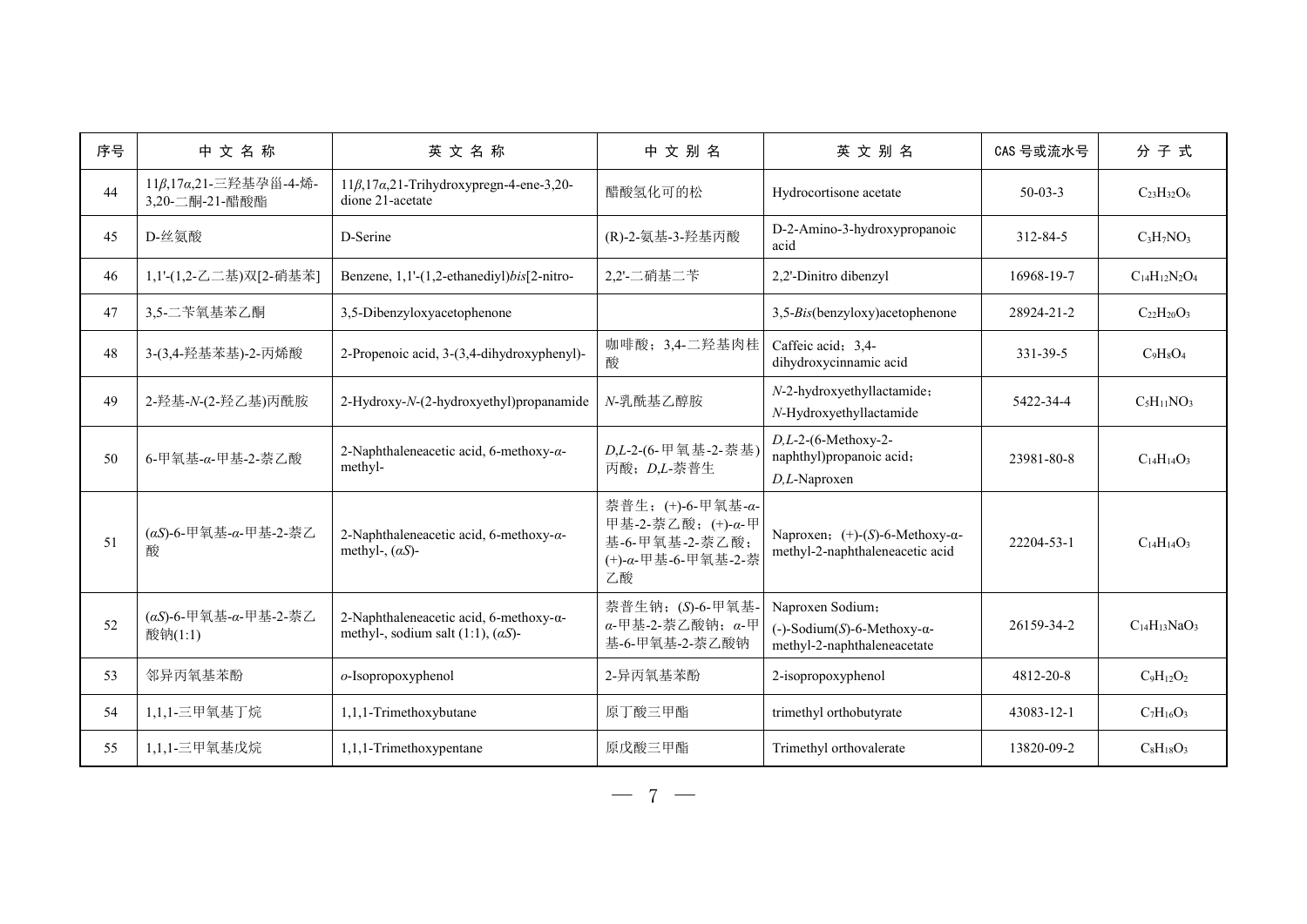| 序号 | 中 文 名 称 | 英 文 名 称 | 中 文 别 名 | 英 文 别 名 | CAS 号或流水号 | 分 子 式 |
|---|---|---|---|---|---|---|
| 44 | 11*β*,17*α*,21-三羟基孕甾-4-烯-3,20-二酮-21-醋酸酯 | 11*β*,17*α*,21-Trihydroxypregn-4-ene-3,20-dione 21-acetate | 醋酸氢化可的松 | Hydrocortisone acetate | 50-03-3 | $C_{23}H_{32}O_6$ |
| 45 | D-丝氨酸 | D-Serine | (R)-2-氨基-3-羟基丙酸 | D-2-Amino-3-hydroxypropanoic acid | 312-84-5 | $C_3H_7NO_3$ |
| 46 | 1,1'-(1,2-乙二基)双[2-硝基苯] | Benzene, 1,1'-(1,2-ethanediyl)*bis*[2-nitro- | 2,2'-二硝基二苄 | 2,2'-Dinitro dibenzyl | 16968-19-7 | $C_{14}H_{12}N_2O_4$ |
| 47 | 3,5-二苄氧基苯乙酮 | 3,5-Dibenzyloxyacetophenone | | 3,5-*Bis*(benzyloxy)acetophenone | 28924-21-2 | $C_{22}H_{20}O_3$ |
| 48 | 3-(3,4-羟基苯基)-2-丙烯酸 | 2-Propenoic acid, 3-(3,4-dihydroxyphenyl)- | 咖啡酸；3,4-二羟基肉桂酸 | Caffeic acid；3,4-dihydroxycinnamic acid | 331-39-5 | $C_9H_8O_4$ |
| 49 | 2-羟基-*N*-(2-羟乙基)丙酰胺 | 2-Hydroxy-*N*-(2-hydroxyethyl)propanamide | *N*-乳酰基乙醇胺 | *N*-2-hydroxyethyllactamide；*N*-Hydroxyethyllactamide | 5422-34-4 | $C_5H_{11}NO_3$ |
| 50 | 6-甲氧基-*α*-甲基-2-萘乙酸 | 2-Naphthaleneacetic acid, 6-methoxy-*α*-methyl- | *D,L*-2-(6-甲氧基-2-萘基)丙酸；*D,L*-萘普生 | *D,L*-2-(6-Methoxy-2-naphthyl)propanoic acid；*D,L*-Naproxen | 23981-80-8 | $C_{14}H_{14}O_3$ |
| 51 | (*αS*)-6-甲氧基-*α*-甲基-2-萘乙酸 | 2-Naphthaleneacetic acid, 6-methoxy-*α*-methyl-, (*αS*)- | 萘普生；(+)-6-甲氧基-*α*-甲基-2-萘乙酸；(+)-*α*-甲基-6-甲氧基-2-萘乙酸；(+)-*α*-甲基-6-甲氧基-2-萘乙酸 | Naproxen；(+)-(*S*)-6-Methoxy-α-methyl-2-naphthaleneacetic acid | 22204-53-1 | $C_{14}H_{14}O_3$ |
| 52 | (*αS*)-6-甲氧基-*α*-甲基-2-萘乙酸钠(1:1) | 2-Naphthaleneacetic acid, 6-methoxy-α-methyl-, sodium salt (1:1), (*αS*)- | 萘普生钠；(*S*)-6-甲氧基-*α*-甲基-2-萘乙酸钠；*α*-甲基-6-甲氧基-2-萘乙酸钠 | Naproxen Sodium；(-)-Sodium(*S*)-6-Methoxy-α-methyl-2-naphthaleneacetate | 26159-34-2 | $C_{14}H_{13}NaO_3$ |
| 53 | 邻异丙氧基苯酚 | *o*-Isopropoxyphenol | 2-异丙氧基苯酚 | 2-isopropoxyphenol | 4812-20-8 | $C_9H_{12}O_2$ |
| 54 | 1,1,1-三甲氧基丁烷 | 1,1,1-Trimethoxybutane | 原丁酸三甲酯 | trimethyl orthobutyrate | 43083-12-1 | $C_7H_{16}O_3$ |
| 55 | 1,1,1-三甲氧基戊烷 | 1,1,1-Trimethoxypentane | 原戊酸三甲酯 | Trimethyl orthovalerate | 13820-09-2 | $C_8H_{18}O_3$ |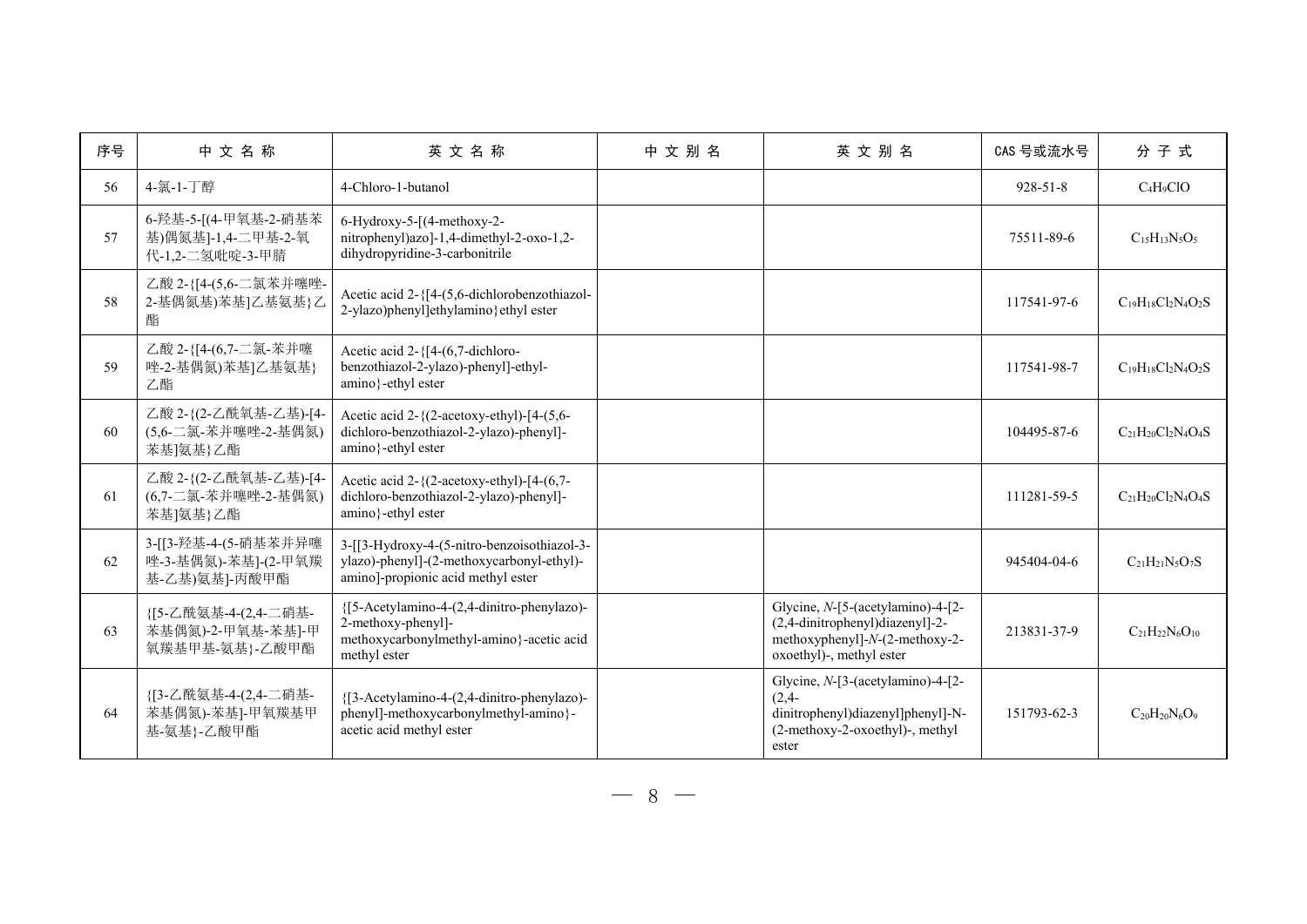| 序号 | 中 文 名 称 | 英 文 名 称 | 中 文 别 名 | 英 文 别 名 | CAS 号或流水号 | 分 子 式 |
| --- | --- | --- | --- | --- | --- | --- |
| 56 | 4-氯-1-丁醇 | 4-Chloro-1-butanol | | | 928-51-8 | $C_4H_9ClO$ |
| 57 | 6-羟基-5-[(4-甲氧基-2-硝基苯基)偶氮基]-1,4-二甲基-2-氧代-1,2-二氢吡啶-3-甲腈 | 6-Hydroxy-5-[(4-methoxy-2-nitrophenyl)azo]-1,4-dimethyl-2-oxo-1,2-dihydropyridine-3-carbonitrile | | | 75511-89-6 | $C_{15}H_{13}N_5O_5$ |
| 58 | 乙酸 2-{[4-(5,6-二氯苯并噻唑-2-基偶氮基)苯基]乙基氨基}乙酯 | Acetic acid 2-{[4-(5,6-dichlorobenzothiazol-2-ylazo)phenyl]ethylamino}ethyl ester | | | 117541-97-6 | $C_{19}H_{18}Cl_2N_4O_2S$ |
| 59 | 乙酸 2-{[4-(6,7-二氯-苯并噻唑-2-基偶氮)苯基]乙基氨基}乙酯 | Acetic acid 2-{[4-(6,7-dichloro-benzothiazol-2-ylazo)-phenyl]-ethyl-amino}-ethyl ester | | | 117541-98-7 | $C_{19}H_{18}Cl_2N_4O_2S$ |
| 60 | 乙酸 2-{(2-乙酰氧基-乙基)-[4-(5,6-二氯-苯并噻唑-2-基偶氮)苯基]氨基}乙酯 | Acetic acid 2-{(2-acetoxy-ethyl)-[4-(5,6-dichloro-benzothiazol-2-ylazo)-phenyl]-amino}-ethyl ester | | | 104495-87-6 | $C_{21}H_{20}Cl_2N_4O_4S$ |
| 61 | 乙酸 2-{(2-乙酰氧基-乙基)-[4-(6,7-二氯-苯并噻唑-2-基偶氮)苯基]氨基}乙酯 | Acetic acid 2-{(2-acetoxy-ethyl)-[4-(6,7-dichloro-benzothiazol-2-ylazo)-phenyl]-amino}-ethyl ester | | | 111281-59-5 | $C_{21}H_{20}Cl_2N_4O_4S$ |
| 62 | 3-[[3-羟基-4-(5-硝基苯并异噻唑-3-基偶氮)-苯基]-(2-甲氧羰基-乙基)氨基]-丙酸甲酯 | 3-[[3-Hydroxy-4-(5-nitro-benzoisothiazol-3-ylazo)-phenyl]-(2-methoxycarbonyl-ethyl)-amino]-propionic acid methyl ester | | | 945404-04-6 | $C_{21}H_{21}N_5O_7S$ |
| 63 | {[5-乙酰氨基-4-(2,4-二硝基-苯基偶氮)-2-甲氧基-苯基]-甲氧羰基甲基-氨基}-乙酸甲酯 | {[5-Acetylamino-4-(2,4-dinitro-phenylazo)-2-methoxy-phenyl]-methoxycarbonylmethyl-amino}-acetic acid methyl ester | | Glycine, *N*-[5-(acetylamino)-4-[2-(2,4-dinitrophenyl)diazenyl]-2-methoxyphenyl]-*N*-(2-methoxy-2-oxoethyl)-, methyl ester | 213831-37-9 | $C_{21}H_{22}N_6O_{10}$ |
| 64 | {[3-乙酰氨基-4-(2,4-二硝基-苯基偶氮)-苯基]-甲氧羰基甲基-氨基}-乙酸甲酯 | {[3-Acetylamino-4-(2,4-dinitro-phenylazo)-phenyl]-methoxycarbonylmethyl-amino}-acetic acid methyl ester | | Glycine, *N*-[3-(acetylamino)-4-[2-(2,4-dinitrophenyl)diazenyl]phenyl]-N-(2-methoxy-2-oxoethyl)-, methyl ester | 151793-62-3 | $C_{20}H_{20}N_6O_9$ |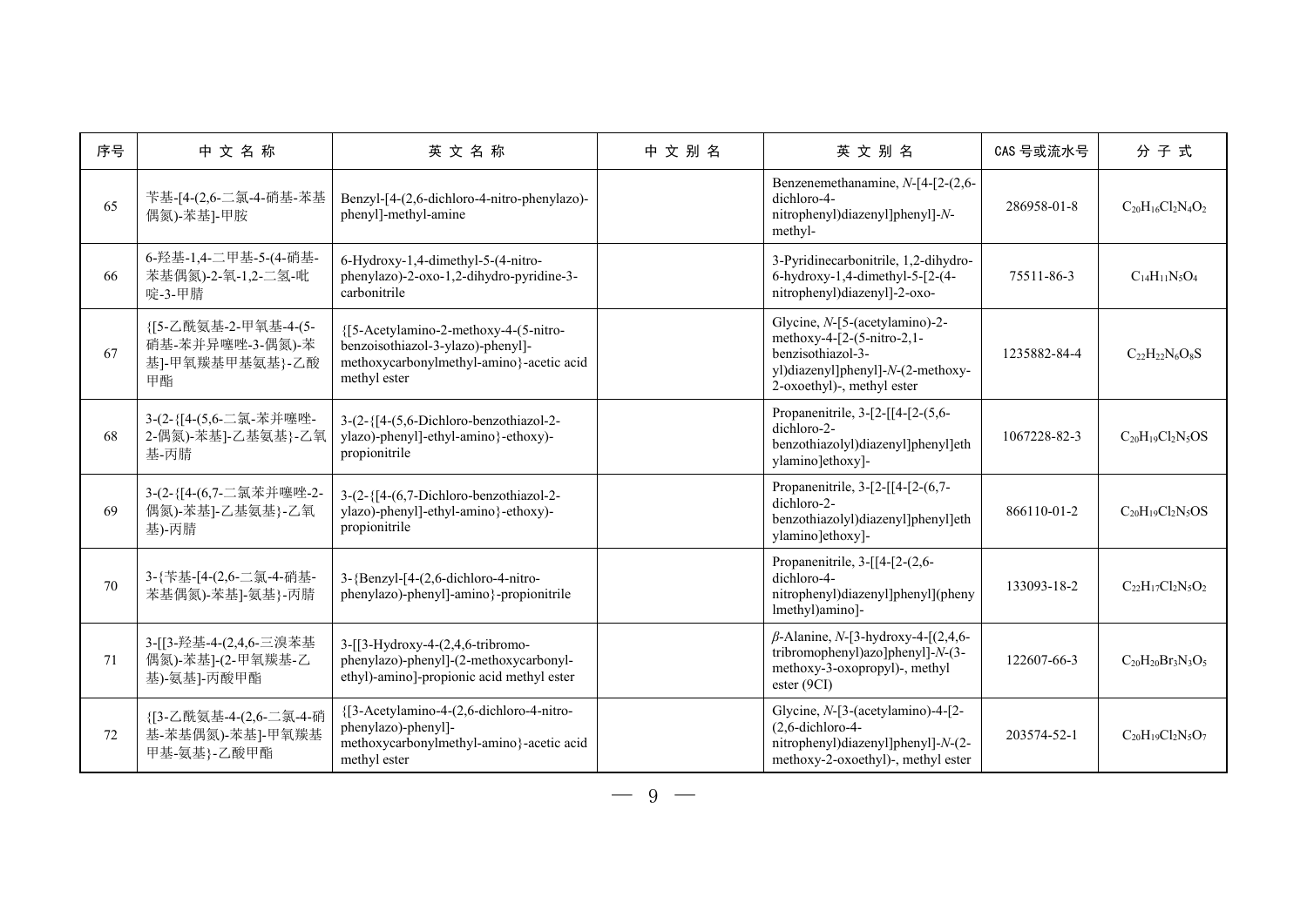| 序号 | 中 文 名 称 | 英 文 名 称 | 中 文 别 名 | 英 文 别 名 | CAS 号或流水号 | 分 子 式 |
| --- | --- | --- | --- | --- | --- | --- |
| 65 | 苄基-[4-(2,6-二氯-4-硝基-苯基偶氮)-苯基]-甲胺 | Benzyl-[4-(2,6-dichloro-4-nitro-phenylazo)-phenyl]-methyl-amine | | Benzenemethanamine, *N*-[4-[2-(2,6-dichloro-4-nitrophenyl)diazenyl]phenyl]-*N*-methyl- | 286958-01-8 | $C_{20}H_{16}Cl_2N_4O_2$ |
| 66 | 6-羟基-1,4-二甲基-5-(4-硝基-苯基偶氮)-2-氧-1,2-二氢-吡啶-3-甲腈 | 6-Hydroxy-1,4-dimethyl-5-(4-nitro-phenylazo)-2-oxo-1,2-dihydro-pyridine-3-carbonitrile | | 3-Pyridinecarbonitrile, 1,2-dihydro-6-hydroxy-1,4-dimethyl-5-[2-(4-nitrophenyl)diazenyl]-2-oxo- | 75511-86-3 | $C_{14}H_{11}N_5O_4$ |
| 67 | {[5-乙酰氨基-2-甲氧基-4-(5-硝基-苯并异噻唑-3-偶氮)-苯基]-甲氧羰基甲基氨基}-乙酸甲酯 | {[5-Acetylamino-2-methoxy-4-(5-nitro-benzoisothiazol-3-ylazo)-phenyl]-methoxycarbonylmethyl-amino}-acetic acid methyl ester | | Glycine, *N*-[5-(acetylamino)-2-methoxy-4-[2-(5-nitro-2,1-benzisothiazol-3-yl)diazenyl]phenyl]-*N*-(2-methoxy-2-oxoethyl)-, methyl ester | 1235882-84-4 | $C_{22}H_{22}N_6O_8S$ |
| 68 | 3-(2-{[4-(5,6-二氯-苯并噻唑-2-偶氮)-苯基]-乙基氨基}-乙氧基-丙腈 | 3-(2-{[4-(5,6-Dichloro-benzothiazol-2-ylazo)-phenyl]-ethyl-amino}-ethoxy)-propionitrile | | Propanenitrile, 3-[2-[[4-[2-(5,6-dichloro-2-benzothiazolyl)diazenyl]phenyl]ethylamino]ethoxy]- | 1067228-82-3 | $C_{20}H_{19}Cl_2N_5OS$ |
| 69 | 3-(2-{[4-(6,7-二氯苯并噻唑-2-偶氮)-苯基]-乙基氨基}-乙氧基)-丙腈 | 3-(2-{[4-(6,7-Dichloro-benzothiazol-2-ylazo)-phenyl]-ethyl-amino}-ethoxy)-propionitrile | | Propanenitrile, 3-[2-[[4-[2-(6,7-dichloro-2-benzothiazolyl)diazenyl]phenyl]ethylamino]ethoxy]- | 866110-01-2 | $C_{20}H_{19}Cl_2N_5OS$ |
| 70 | 3-{苄基-[4-(2,6-二氯-4-硝基-苯基偶氮)-苯基]-氨基}-丙腈 | 3-{Benzyl-[4-(2,6-dichloro-4-nitro-phenylazo)-phenyl]-amino}-propionitrile | | Propanenitrile, 3-[[4-[2-(2,6-dichloro-4-nitrophenyl)diazenyl]phenyl](phenylmethyl)amino]- | 133093-18-2 | $C_{22}H_{17}Cl_2N_5O_2$ |
| 71 | 3-[[3-羟基-4-(2,4,6-三溴苯基偶氮)-苯基]-(2-甲氧羰基-乙基)-氨基]-丙酸甲酯 | 3-[[3-Hydroxy-4-(2,4,6-tribromo-phenylazo)-phenyl]-(2-methoxycarbonyl-ethyl)-amino]-propionic acid methyl ester | | *β*-Alanine, *N*-[3-hydroxy-4-[(2,4,6-tribromophenyl)azo]phenyl]-*N*-(3-methoxy-3-oxopropyl)-, methyl ester (9CI) | 122607-66-3 | $C_{20}H_{20}Br_3N_3O_5$ |
| 72 | {[3-乙酰氨基-4-(2,6-二氯-4-硝基-苯基偶氮)-苯基]-甲氧羰基甲基-氨基}-乙酸甲酯 | {[3-Acetylamino-4-(2,6-dichloro-4-nitro-phenylazo)-phenyl]-methoxycarbonylmethyl-amino}-acetic acid methyl ester | | Glycine, *N*-[3-(acetylamino)-4-[2-(2,6-dichloro-4-nitrophenyl)diazenyl]phenyl]-*N*-(2-methoxy-2-oxoethyl)-, methyl ester | 203574-52-1 | $C_{20}H_{19}Cl_2N_5O_7$ |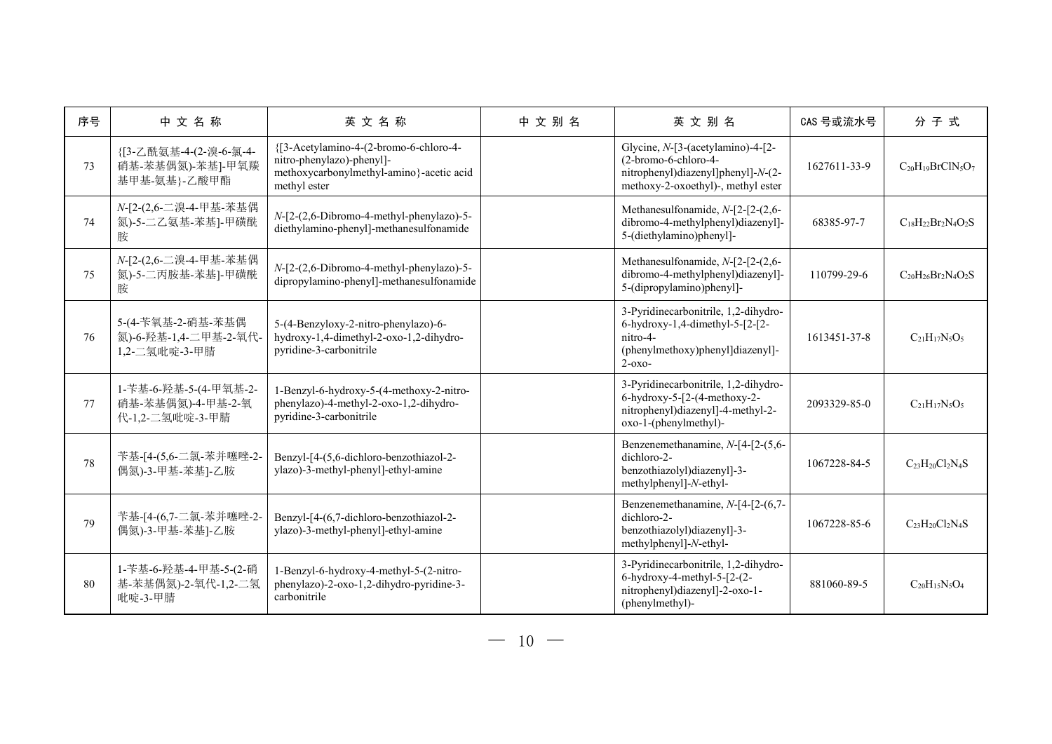| 序号 | 中 文 名 称 | 英 文 名 称 | 中 文 别 名 | 英 文 别 名 | CAS 号或流水号 | 分 子 式 |
|---|---|---|---|---|---|---|
| 73 | {[3-乙酰氨基-4-(2-溴-6-氯-4-硝基-苯基偶氮)-苯基]-甲氧羰基甲基-氨基}-乙酸甲酯 | {[3-Acetylamino-4-(2-bromo-6-chloro-4-nitro-phenylazo)-phenyl]-methoxycarbonylmethyl-amino}-acetic acid methyl ester | | Glycine, *N*-[3-(acetylamino)-4-[2-(2-bromo-6-chloro-4-nitrophenyl)diazenyl]phenyl]-*N*-(2-methoxy-2-oxoethyl)-, methyl ester | 1627611-33-9 | $C_{20}H_{19}BrClN_5O_7$ |
| 74 | *N*-[2-(2,6-二溴-4-甲基-苯基偶氮)-5-二乙氨基-苯基]-甲磺酰胺 | *N*-[2-(2,6-Dibromo-4-methyl-phenylazo)-5-diethylamino-phenyl]-methanesulfonamide | | Methanesulfonamide, *N*-[2-[2-(2,6-dibromo-4-methylphenyl)diazenyl]-5-(diethylamino)phenyl]- | 68385-97-7 | $C_{18}H_{22}Br_2N_4O_2S$ |
| 75 | *N*-[2-(2,6-二溴-4-甲基-苯基偶氮)-5-二丙胺基-苯基]-甲磺酰胺 | *N*-[2-(2,6-Dibromo-4-methyl-phenylazo)-5-dipropylamino-phenyl]-methanesulfonamide | | Methanesulfonamide, *N*-[2-[2-(2,6-dibromo-4-methylphenyl)diazenyl]-5-(dipropylamino)phenyl]- | 110799-29-6 | $C_{20}H_{26}Br_2N_4O_2S$ |
| 76 | 5-(4-苄氧基-2-硝基-苯基偶氮)-6-羟基-1,4-二甲基-2-氧代-1,2-二氢吡啶-3-甲腈 | 5-(4-Benzyloxy-2-nitro-phenylazo)-6-hydroxy-1,4-dimethyl-2-oxo-1,2-dihydro-pyridine-3-carbonitrile | | 3-Pyridinecarbonitrile, 1,2-dihydro-6-hydroxy-1,4-dimethyl-5-[2-[2-nitro-4-(phenylmethoxy)phenyl]diazenyl]-2-oxo- | 1613451-37-8 | $C_{21}H_{17}N_5O_5$ |
| 77 | 1-苄基-6-羟基-5-(4-甲氧基-2-硝基-苯基偶氮)-4-甲基-2-氧代-1,2-二氢吡啶-3-甲腈 | 1-Benzyl-6-hydroxy-5-(4-methoxy-2-nitro-phenylazo)-4-methyl-2-oxo-1,2-dihydro-pyridine-3-carbonitrile | | 3-Pyridinecarbonitrile, 1,2-dihydro-6-hydroxy-5-[2-(4-methoxy-2-nitrophenyl)diazenyl]-4-methyl-2-oxo-1-(phenylmethyl)- | 2093329-85-0 | $C_{21}H_{17}N_5O_5$ |
| 78 | 苄基-[4-(5,6-二氯-苯并噻唑-2-偶氮)-3-甲基-苯基]-乙胺 | Benzyl-[4-(5,6-dichloro-benzothiazol-2-ylazo)-3-methyl-phenyl]-ethyl-amine | | Benzenemethanamine, *N*-[4-[2-(5,6-dichloro-2-benzothiazolyl)diazenyl]-3-methylphenyl]-*N*-ethyl- | 1067228-84-5 | $C_{23}H_{20}Cl_2N_4S$ |
| 79 | 苄基-[4-(6,7-二氯-苯并噻唑-2-偶氮)-3-甲基-苯基]-乙胺 | Benzyl-[4-(6,7-dichloro-benzothiazol-2-ylazo)-3-methyl-phenyl]-ethyl-amine | | Benzenemethanamine, *N*-[4-[2-(6,7-dichloro-2-benzothiazolyl)diazenyl]-3-methylphenyl]-*N*-ethyl- | 1067228-85-6 | $C_{23}H_{20}Cl_2N_4S$ |
| 80 | 1-苄基-6-羟基-4-甲基-5-(2-硝基-苯基偶氮)-2-氧代-1,2-二氢吡啶-3-甲腈 | 1-Benzyl-6-hydroxy-4-methyl-5-(2-nitro-phenylazo)-2-oxo-1,2-dihydro-pyridine-3-carbonitrile | | 3-Pyridinecarbonitrile, 1,2-dihydro-6-hydroxy-4-methyl-5-[2-(2-nitrophenyl)diazenyl]-2-oxo-1-(phenylmethyl)- | 881060-89-5 | $C_{20}H_{15}N_5O_4$ |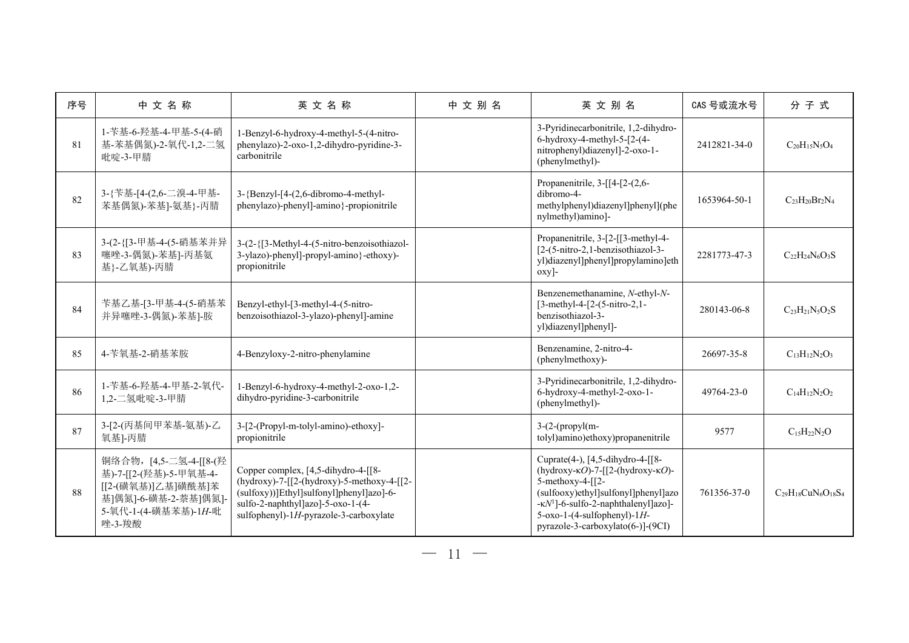| 序号 | 中 文 名 称 | 英 文 名 称 | 中 文 别 名 | 英 文 别 名 | CAS 号或流水号 | 分 子 式 |
| --- | --- | --- | --- | --- | --- | --- |
| 81 | 1-苄基-6-羟基-4-甲基-5-(4-硝基-苯基偶氮)-2-氧代-1,2-二氢吡啶-3-甲腈 | 1-Benzyl-6-hydroxy-4-methyl-5-(4-nitro-phenylazo)-2-oxo-1,2-dihydro-pyridine-3-carbonitrile | | 3-Pyridinecarbonitrile, 1,2-dihydro-6-hydroxy-4-methyl-5-[2-(4-nitrophenyl)diazenyl]-2-oxo-1-(phenylmethyl)- | 2412821-34-0 | $C_{20}H_{15}N_5O_4$ |
| 82 | 3-{苄基-[4-(2,6-二溴-4-甲基-苯基偶氮)-苯基]-氨基}-丙腈 | 3-{Benzyl-[4-(2,6-dibromo-4-methyl-phenylazo)-phenyl]-amino}-propionitrile | | Propanenitrile, 3-[[4-[2-(2,6-dibromo-4-methylphenyl)diazenyl]phenyl](phenylmethyl)amino]- | 1653964-50-1 | $C_{23}H_{20}Br_2N_4$ |
| 83 | 3-(2-{[3-甲基-4-(5-硝基苯并异噻唑-3-偶氮)-苯基]-丙基氨基}-乙氧基)-丙腈 | 3-(2-{[3-Methyl-4-(5-nitro-benzoisothiazol-3-ylazo)-phenyl]-propyl-amino}-ethoxy)-propionitrile | | Propanenitrile, 3-[2-[[3-methyl-4-[2-(5-nitro-2,1-benzisothiazol-3-yl)diazenyl]phenyl]propylamino]ethoxy]- | 2281773-47-3 | $C_{22}H_{24}N_6O_3S$ |
| 84 | 苄基乙基-[3-甲基-4-(5-硝基苯并异噻唑-3-偶氮)-苯基]-胺 | Benzyl-ethyl-[3-methyl-4-(5-nitro-benzoisothiazol-3-ylazo)-phenyl]-amine | | Benzenemethanamine, *N*-ethyl-*N*-[3-methyl-4-[2-(5-nitro-2,1-benzisothiazol-3-yl)diazenyl]phenyl]- | 280143-06-8 | $C_{23}H_{21}N_5O_2S$ |
| 85 | 4-苄氧基-2-硝基苯胺 | 4-Benzyloxy-2-nitro-phenylamine | | Benzenamine, 2-nitro-4-(phenylmethoxy)- | 26697-35-8 | $C_{13}H_{12}N_2O_3$ |
| 86 | 1-苄基-6-羟基-4-甲基-2-氧代-1,2-二氢吡啶-3-甲腈 | 1-Benzyl-6-hydroxy-4-methyl-2-oxo-1,2-dihydro-pyridine-3-carbonitrile | | 3-Pyridinecarbonitrile, 1,2-dihydro-6-hydroxy-4-methyl-2-oxo-1-(phenylmethyl)- | 49764-23-0 | $C_{14}H_{12}N_2O_2$ |
| 87 | 3-[2-(丙基间甲苯基-氨基)-乙氧基]-丙腈 | 3-[2-(Propyl-m-tolyl-amino)-ethoxy]-propionitrile | | 3-(2-(propyl(m-tolyl)amino)ethoxy)propanenitrile | 9577 | $C_{15}H_{22}N_2O$ |
| 88 | 铜络合物，[4,5-二氢-4-[[8-(羟基)-7-[[2-(羟基)-5-甲氧基-4-[[2-(磺氧基)]乙基]磺酰基]苯基]偶氮]-6-磺基-2-萘基]偶氮]-5-氧代-1-(4-磺基苯基)-1*H*-吡唑-3-羧酸 | Copper complex, [4,5-dihydro-4-[[8-(hydroxy)-7-[[2-(hydroxy)-5-methoxy-4-[[2-(sulfoxy))]Ethyl]sulfonyl]phenyl]azo]-6-sulfo-2-naphthyl]azo]-5-oxo-1-(4-sulfophenyl)-1*H*-pyrazole-3-carboxylate | | Cuprate(4-), [4,5-dihydro-4-[[8-(hydroxy-κ*O*)-7-[[2-(hydroxy-κ*O*)-5-methoxy-4-[[2-(sulfooxy)ethyl]sulfonyl]phenyl]azo-κ$N^1$]-6-sulfo-2-naphthalenyl]azo]-5-oxo-1-(4-sulfophenyl)-1*H*-pyrazole-3-carboxylato(6-)]-(9CI) | 761356-37-0 | $C_{29}H_{18}CuN_6O_{18}S_4$ |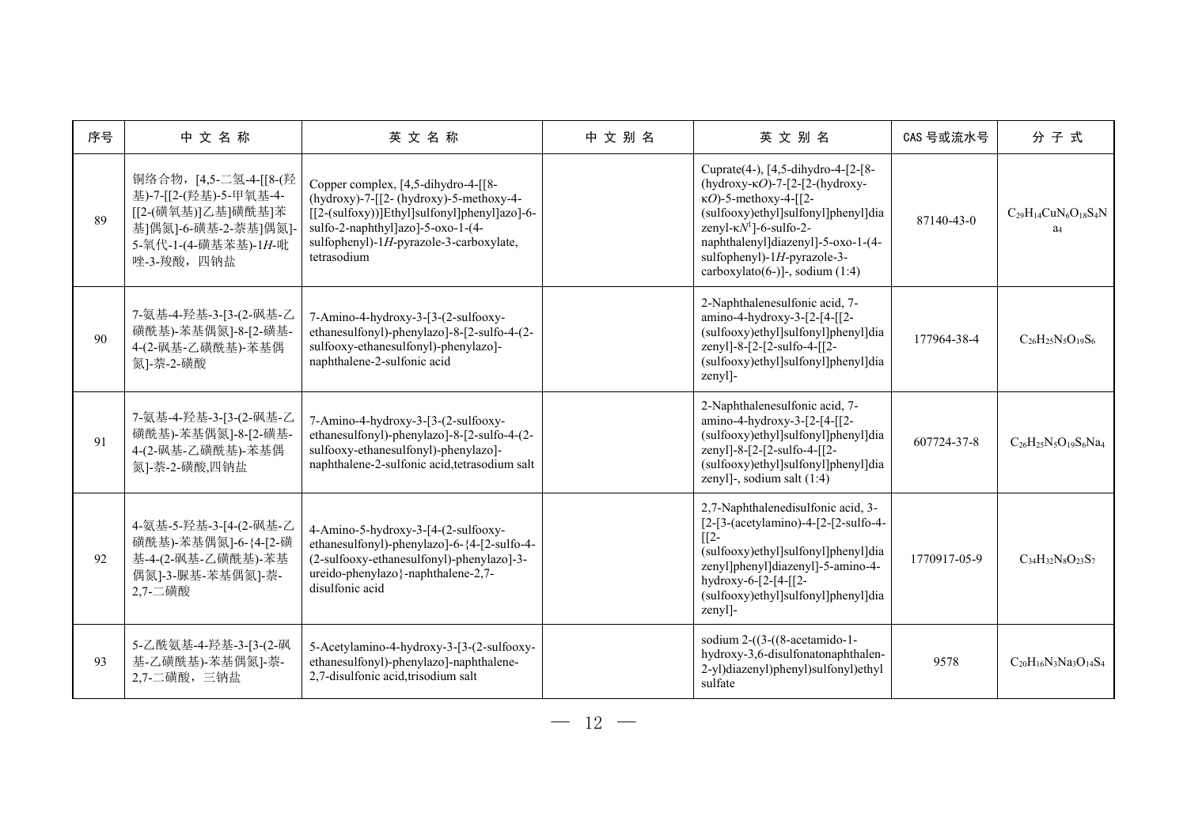| 序号 | 中 文 名 称 | 英 文 名 称 | 中 文 别 名 | 英 文 别 名 | CAS 号或流水号 | 分 子 式 |
|---|---|---|---|---|---|---|
| 89 | 铜络合物，[4,5-二氢-4-[[8-(羟基)-7-[[2-(羟基)-5-甲氧基-4-[[2-(磺氧基)]乙基]磺酰基]苯基]偶氮]-6-磺基-2-萘基]偶氮]-5-氧代-1-(4-磺基苯基)-1*H*-吡唑-3-羧酸，四钠盐 | Copper complex, [4,5-dihydro-4-[[8-(hydroxy)-7-[[2- (hydroxy)-5-methoxy-4-[[2-(sulfoxy))]Ethyl]sulfonyl]phenyl]azo]-6-sulfo-2-naphthyl]azo]-5-oxo-1-(4-sulfophenyl)-1*H*-pyrazole-3-carboxylate, tetrasodium | | Cuprate(4-), [4,5-dihydro-4-[2-[8-(hydroxy-κ*O*)-7-[2-[2-(hydroxy-κ*O*)-5-methoxy-4-[[2-(sulfooxy)ethyl]sulfonyl]phenyl]diazenyl-κ*N*[1]]-6-sulfo-2-naphthalenyl]diazenyl]-5-oxo-1-(4-sulfophenyl)-1*H*-pyrazole-3-carboxylato(6-)]-, sodium (1:4) | 87140-43-0 | $C_{29}H_{14}CuN_6O_{18}S_4Na_4$ |
| 90 | 7-氨基-4-羟基-3-[3-(2-砜基-乙磺酰基)-苯基偶氮]-8-[2-磺基-4-(2-砜基-乙磺酰基)-苯基偶氮]-萘-2-磺酸 | 7-Amino-4-hydroxy-3-[3-(2-sulfooxy-ethanesulfonyl)-phenylazo]-8-[2-sulfo-4-(2-sulfooxy-ethanesulfonyl)-phenylazo]-naphthalene-2-sulfonic acid | | 2-Naphthalenesulfonic acid, 7-amino-4-hydroxy-3-[2-[4-[[2-(sulfooxy)ethyl]sulfonyl]phenyl]diazenyl]-8-[2-[2-sulfo-4-[[2-(sulfooxy)ethyl]sulfonyl]phenyl]diazenyl]- | 177964-38-4 | $C_{26}H_{25}N_5O_{19}S_6$ |
| 91 | 7-氨基-4-羟基-3-[3-(2-砜基-乙磺酰基)-苯基偶氮]-8-[2-磺基-4-(2-砜基-乙磺酰基)-苯基偶氮]-萘-2-磺酸,四钠盐 | 7-Amino-4-hydroxy-3-[3-(2-sulfooxy-ethanesulfonyl)-phenylazo]-8-[2-sulfo-4-(2-sulfooxy-ethanesulfonyl)-phenylazo]-naphthalene-2-sulfonic acid,tetrasodium salt | | 2-Naphthalenesulfonic acid, 7-amino-4-hydroxy-3-[2-[4-[[2-(sulfooxy)ethyl]sulfonyl]phenyl]diazenyl]-8-[2-[2-sulfo-4-[[2-(sulfooxy)ethyl]sulfonyl]phenyl]diazenyl]-, sodium salt (1:4) | 607724-37-8 | $C_{26}H_{25}N_5O_{19}S_6Na_4$ |
| 92 | 4-氨基-5-羟基-3-[4-(2-砜基-乙磺酰基)-苯基偶氮]-6-{4-[2-磺基-4-(2-砜基-乙磺酰基)-苯基偶氮]-3-脲基-苯基偶氮}-萘-2,7-二磺酸 | 4-Amino-5-hydroxy-3-[4-(2-sulfooxy-ethanesulfonyl)-phenylazo]-6-{4-[2-sulfo-4-(2-sulfooxy-ethanesulfonyl)-phenylazo]-3-ureido-phenylazo}-naphthalene-2,7-disulfonic acid | | 2,7-Naphthalenedisulfonic acid, 3-[2-[3-(acetylamino)-4-[2-[2-sulfo-4-[[2-(sulfooxy)ethyl]sulfonyl]phenyl]diazenyl]phenyl]diazenyl]-5-amino-4-hydroxy-6-[2-[4-[[2-(sulfooxy)ethyl]sulfonyl]phenyl]diazenyl]- | 1770917-05-9 | $C_{34}H_{32}N_8O_{23}S_7$ |
| 93 | 5-乙酰氨基-4-羟基-3-[3-(2-砜基-乙磺酰基)-苯基偶氮]-萘-2,7-二磺酸，三钠盐 | 5-Acetylamino-4-hydroxy-3-[3-(2-sulfooxy-ethanesulfonyl)-phenylazo]-naphthalene-2,7-disulfonic acid,trisodium salt | | sodium 2-((3-((8-acetamido-1-hydroxy-3,6-disulfonatonaphthalen-2-yl)diazenyl)phenyl)sulfonyl)ethyl sulfate | 9578 | $C_{20}H_{16}N_3Na_3O_{14}S_4$ |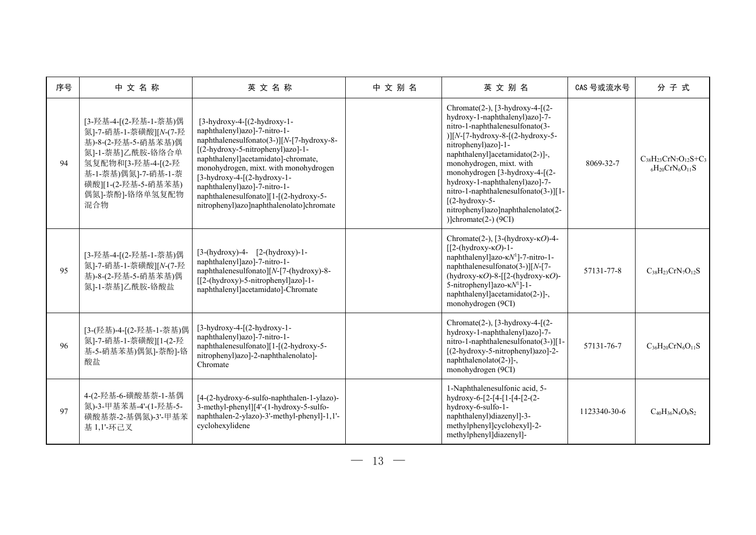| 序号 | 中 文 名 称 | 英 文 名 称 | 中 文 别 名 | 英 文 别 名 | CAS 号或流水号 | 分 子 式 |
| --- | --- | --- | --- | --- | --- | --- |
| 94 | [3-羟基-4-[(2-羟基-1-萘基)偶氮]-7-硝基-1-萘磺酸][*N*-(7-羟基)-8-(2-羟基-5-硝基苯基)偶氮]-1-萘基]乙酰胺-铬络合单氢复配物和[3-羟基-4-[(2-羟基-1-萘基)偶氮]-7-硝基-1-萘磺酸][1-(2-羟基-5-硝基苯基)偶氮]-萘酚]-铬络单氢复配物混合物 | [3-hydroxy-4-[(2-hydroxy-1-naphthalenyl)azo]-7-nitro-1-naphthalenesulfonato(3-)][*N*-[7-hydroxy-8-[(2-hydroxy-5-nitrophenyl)azo]-1-naphthalenyl]acetamidato]-chromate, monohydrogen, mixt. with monohydrogen [3-hydroxy-4-[(2-hydroxy-1-naphthalenyl)azo]-7-nitro-1-naphthalenesulfonato][1-[(2-hydroxy-5-nitrophenyl)azo]naphthalenolato]chromate | | Chromate(2-), [3-hydroxy-4-[(2-hydroxy-1-naphthalenyl)azo]-7-nitro-1-naphthalenesulfonato(3-)][*N*-[7-hydroxy-8-[(2-hydroxy-5-nitrophenyl)azo]-1-naphthalenyl]acetamidato(2-)]-, monohydrogen, mixt. with monohydrogen [3-hydroxy-4-[(2-hydroxy-1-naphthalenyl)azo]-7-nitro-1-naphthalenesulfonato(3-)][1-[(2-hydroxy-5-nitrophenyl)azo]naphthalenolato(2-)]chromate(2-) (9CI) | 8069-32-7 | $C_{38}H_{23}CrN_7O_{12}S+C_{36}H_{20}CrN_6O_{11}S$ |
| 95 | [3-羟基-4-[(2-羟基-1-萘基)偶氮]-7-硝基-1-萘磺酸][*N*-(7-羟基)-8-(2-羟基-5-硝基苯基)偶氮]-1-萘基]乙酰胺-铬酸盐 | [3-(hydroxy)-4- [2-(hydroxy)-1-naphthalenyl]azo]-7-nitro-1-naphthalenesulfonato][*N*-[7-(hydroxy)-8-[[2-(hydroxy)-5-nitrophenyl]azo]-1-naphthalenyl]acetamidato]-Chromate | | Chromate(2-), [3-(hydroxy-κ*O*)-4-[[2-(hydroxy-κ*O*)-1-naphthalenyl]azo-κ*N*[1]]-7-nitro-1-naphthalenesulfonato(3-)][*N*-[7-(hydroxy-κ*O*)-8-[[2-(hydroxy-κ*O*)-5-nitrophenyl]azo-κ*N*[1]]-1-naphthalenyl]acetamidato(2-)]-, monohydrogen (9CI) | 57131-77-8 | $C_{38}H_{23}CrN_7O_{12}S$ |
| 96 | [3-(羟基)-4-[(2-羟基-1-萘基)偶氮]-7-硝基-1-萘磺酸][1-(2-羟基-5-硝基苯基)偶氮]-萘酚]-铬酸盐 | [3-hydroxy-4-[(2-hydroxy-1-naphthalenyl)azo]-7-nitro-1-naphthalenesulfonato][1-[(2-hydroxy-5-nitrophenyl)azo]-2-naphthalenolato]-Chromate | | Chromate(2-), [3-hydroxy-4-[(2-hydroxy-1-naphthalenyl)azo]-7-nitro-1-naphthalenesulfonato(3-)][1-[(2-hydroxy-5-nitrophenyl)azo]-2-naphthalenolato(2-)]-, monohydrogen (9CI) | 57131-76-7 | $C_{36}H_{20}CrN_6O_{11}S$ |
| 97 | 4-(2-羟基-6-磺酸基萘-1-基偶氮)-3-甲基苯基-4'-(1-羟基-5-磺酸基萘-2-基偶氮)-3'-甲基苯基 1,1'-环己叉 | [4-(2-hydroxy-6-sulfo-naphthalen-1-ylazo)-3-methyl-phenyl][4'-(1-hydroxy-5-sulfo-naphthalen-2-ylazo)-3'-methyl-phenyl]-1,1'-cyclohexylidene | | 1-Naphthalenesulfonic acid, 5-hydroxy-6-[2-[4-[1-[4-[2-(2-hydroxy-6-sulfo-1-naphthalenyl)diazenyl]-3-methylphenyl]cyclohexyl]-2-methylphenyl]diazenyl]- | 1123340-30-6 | $C_{40}H_{36}N_4O_8S_2$ |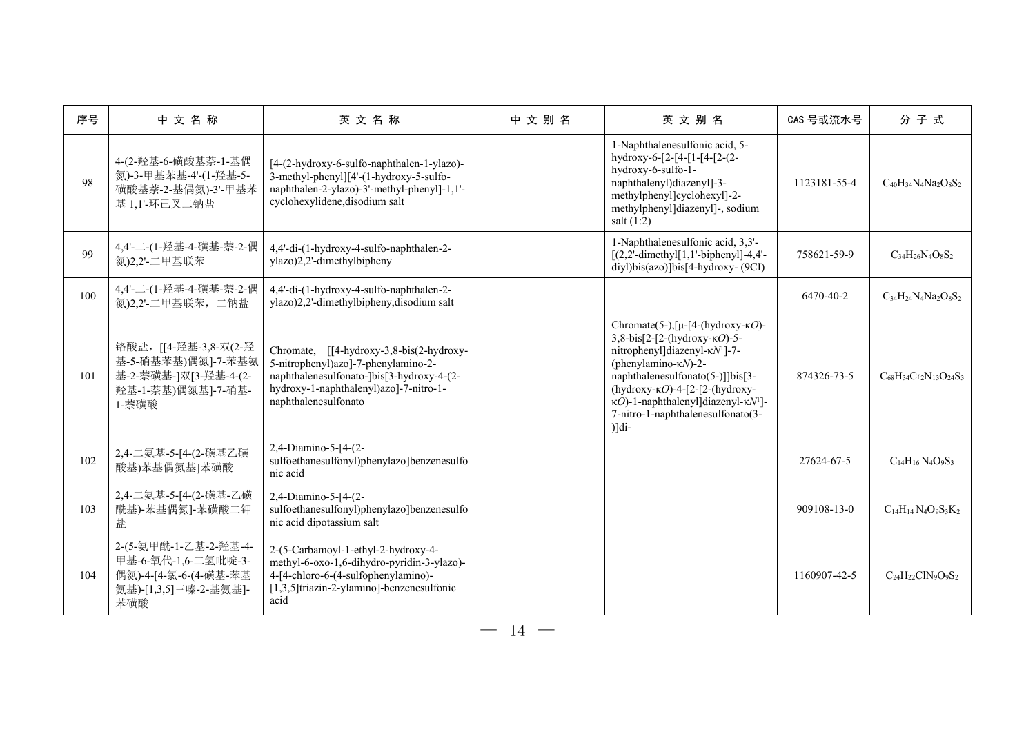| 序号 | 中 文 名 称 | 英 文 名 称 | 中 文 别 名 | 英 文 别 名 | CAS 号或流水号 | 分 子 式 |
| --- | --- | --- | --- | --- | --- | --- |
| 98 | 4-(2-羟基-6-磺酸基萘-1-基偶氮)-3-甲基苯基-4'-(1-羟基-5-磺酸基萘-2-基偶氮)-3'-甲基苯基 1,1'-环己叉二钠盐 | [4-(2-hydroxy-6-sulfo-naphthalen-1-ylazo)-3-methyl-phenyl][4'-(1-hydroxy-5-sulfo-naphthalen-2-ylazo)-3'-methyl-phenyl]-1,1'-cyclohexylidene,disodium salt | | 1-Naphthalenesulfonic acid, 5-hydroxy-6-[2-[4-[1-[4-[2-(2-hydroxy-6-sulfo-1-naphthalenyl)diazenyl]-3-methylphenyl]cyclohexyl]-2-methylphenyl]diazenyl]-, sodium salt (1:2) | 1123181-55-4 | $C_{40}H_{34}N_4Na_2O_8S_2$ |
| 99 | 4,4'-二-(1-羟基-4-磺基-萘-2-偶氮)2,2'-二甲基联苯 | 4,4'-di-(1-hydroxy-4-sulfo-naphthalen-2-ylazo)2,2'-dimethylbipheny | | 1-Naphthalenesulfonic acid, 3,3'-[(2,2'-dimethyl[1,1'-biphenyl]-4,4'-diyl)bis(azo)]bis[4-hydroxy- (9CI) | 758621-59-9 | $C_{34}H_{26}N_4O_8S_2$ |
| 100 | 4,4'-二-(1-羟基-4-磺基-萘-2-偶氮)2,2'-二甲基联苯，二钠盐 | 4,4'-di-(1-hydroxy-4-sulfo-naphthalen-2-ylazo)2,2'-dimethylbipheny,disodium salt | | | 6470-40-2 | $C_{34}H_{24}N_4Na_2O_8S_2$ |
| 101 | 铬酸盐，[[4-羟基-3,8-双(2-羟基-5-硝基苯基)偶氮]-7-苯基氨基-2-萘磺基-]双[3-羟基-4-(2-羟基-1-萘基)偶氮基]-7-硝基-1-萘磺酸 | Chromate, [[4-hydroxy-3,8-bis(2-hydroxy-5-nitrophenyl)azo]-7-phenylamino-2-naphthalenesulfonato-]bis[3-hydroxy-4-(2-hydroxy-1-naphthalenyl)azo]-7-nitro-1-naphthalenesulfonato | | Chromate(5-),[μ-[4-(hydroxy-κ*O*)-3,8-bis[2-[2-(hydroxy-κ*O*)-5-nitrophenyl]diazenyl-κ*N*[1]]-7-(phenylamino-κ*N*)-2-naphthalenesulfonato(5-)]]bis[3-(hydroxy-κ*O*)-4-[2-[2-(hydroxy-κ*O*)-1-naphthalenyl]diazenyl-κ*N*[1]]-7-nitro-1-naphthalenesulfonato(3-)]di- | 874326-73-5 | $C_{68}H_{34}Cr_2N_{13}O_{24}S_3$ |
| 102 | 2,4-二氨基-5-[4-(2-磺基乙磺酸基)苯基偶氮基]苯磺酸 | 2,4-Diamino-5-[4-(2-sulfoethanesulfonyl)phenylazo]benzenesulfonic acid | | | 27624-67-5 | $C_{14}H_{16}N_4O_9S_3$ |
| 103 | 2,4-二氨基-5-[4-(2-磺基-乙磺酰基)-苯基偶氮]-苯磺酸二钾盐 | 2,4-Diamino-5-[4-(2-sulfoethanesulfonyl)phenylazo]benzenesulfonic acid dipotassium salt | | | 909108-13-0 | $C_{14}H_{14}N_4O_9S_3K_2$ |
| 104 | 2-(5-氨甲酰-1-乙基-2-羟基-4-甲基-6-氧代-1,6-二氢吡啶-3-偶氮)-4-[4-氯-6-(4-磺基-苯基氨基)-[1,3,5]三嗪-2-基氨基]-苯磺酸 | 2-(5-Carbamoyl-1-ethyl-2-hydroxy-4-methyl-6-oxo-1,6-dihydro-pyridin-3-ylazo)-4-[4-chloro-6-(4-sulfophenylamino)-[1,3,5]triazin-2-ylamino]-benzenesulfonic acid | | | 1160907-42-5 | $C_{24}H_{22}ClN_9O_9S_2$ |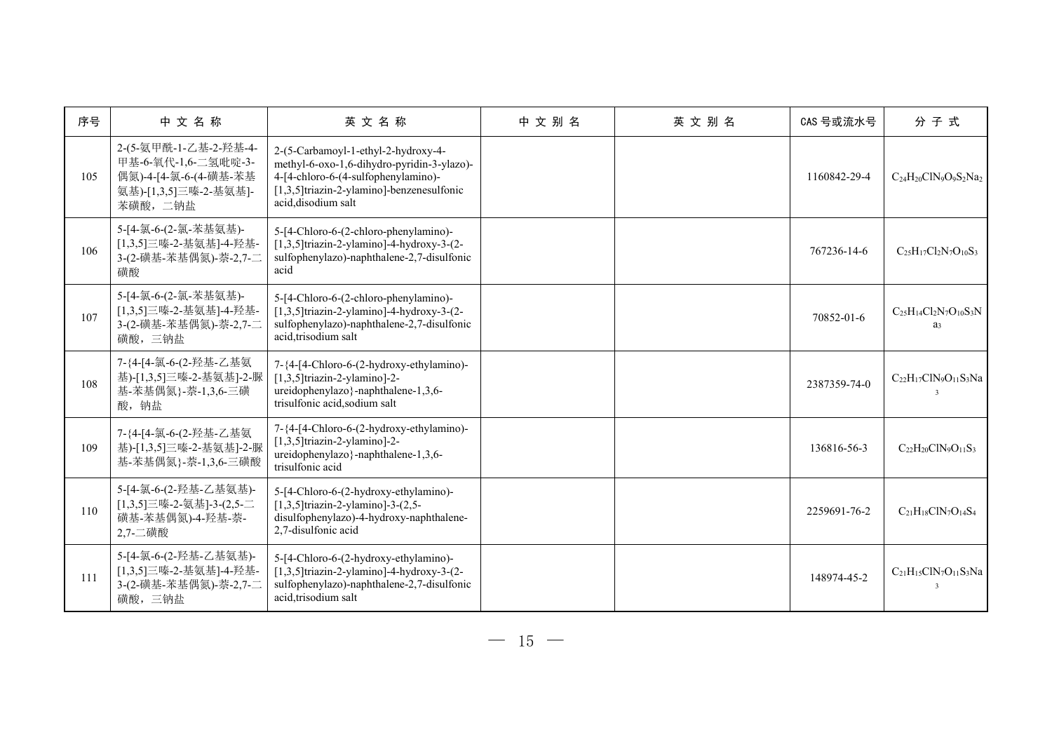| 序号 | 中 文 名 称 | 英 文 名 称 | 中 文 别 名 | 英 文 别 名 | CAS 号或流水号 | 分 子 式 |
|---|---|---|---|---|---|---|
| 105 | 2-(5-氨甲酰-1-乙基-2-羟基-4-甲基-6-氧代-1,6-二氢吡啶-3-偶氮)-4-[4-氯-6-(4-磺基-苯基氨基)-[1,3,5]三嗪-2-基氨基]-苯磺酸，二钠盐 | 2-(5-Carbamoyl-1-ethyl-2-hydroxy-4-methyl-6-oxo-1,6-dihydro-pyridin-3-ylazo)-4-[4-chloro-6-(4-sulfophenylamino)-[1,3,5]triazin-2-ylamino]-benzenesulfonic acid,disodium salt | | | 1160842-29-4 | $C_{24}H_{20}ClN_9O_9S_2Na_2$ |
| 106 | 5-[4-氯-6-(2-氯-苯基氨基)-[1,3,5]三嗪-2-基氨基]-4-羟基-3-(2-磺基-苯基偶氮)-萘-2,7-二磺酸 | 5-[4-Chloro-6-(2-chloro-phenylamino)-[1,3,5]triazin-2-ylamino]-4-hydroxy-3-(2-sulfophenylazo)-naphthalene-2,7-disulfonic acid | | | 767236-14-6 | $C_{25}H_{17}Cl_2N_7O_{10}S_3$ |
| 107 | 5-[4-氯-6-(2-氯-苯基氨基)-[1,3,5]三嗪-2-基氨基]-4-羟基-3-(2-磺基-苯基偶氮)-萘-2,7-二磺酸，三钠盐 | 5-[4-Chloro-6-(2-chloro-phenylamino)-[1,3,5]triazin-2-ylamino]-4-hydroxy-3-(2-sulfophenylazo)-naphthalene-2,7-disulfonic acid,trisodium salt | | | 70852-01-6 | $C_{25}H_{14}Cl_2N_7O_{10}S_3Na_3$ |
| 108 | 7-{4-[4-氯-6-(2-羟基-乙基氨基)-[1,3,5]三嗪-2-基氨基]-2-脲基-苯基偶氮}-萘-1,3,6-三磺酸，钠盐 | 7-{4-[4-Chloro-6-(2-hydroxy-ethylamino)-[1,3,5]triazin-2-ylamino]-2-ureidophenylazo}-naphthalene-1,3,6-trisulfonic acid,sodium salt | | | 2387359-74-0 | $C_{22}H_{17}ClN_9O_{11}S_3Na_3$ |
| 109 | 7-{4-[4-氯-6-(2-羟基-乙基氨基)-[1,3,5]三嗪-2-基氨基]-2-脲基-苯基偶氮}-萘-1,3,6-三磺酸 | 7-{4-[4-Chloro-6-(2-hydroxy-ethylamino)-[1,3,5]triazin-2-ylamino]-2-ureidophenylazo}-naphthalene-1,3,6-trisulfonic acid | | | 136816-56-3 | $C_{22}H_{20}ClN_9O_{11}S_3$ |
| 110 | 5-[4-氯-6-(2-羟基-乙基氨基)-[1,3,5]三嗪-2-氨基]-3-(2,5-二磺基-苯基偶氮)-4-羟基-萘-2,7-二磺酸 | 5-[4-Chloro-6-(2-hydroxy-ethylamino)-[1,3,5]triazin-2-ylamino]-3-(2,5-disulfophenylazo)-4-hydroxy-naphthalene-2,7-disulfonic acid | | | 2259691-76-2 | $C_{21}H_{18}ClN_7O_{14}S_4$ |
| 111 | 5-[4-氯-6-(2-羟基-乙基氨基)-[1,3,5]三嗪-2-基氨基]-4-羟基-3-(2-磺基-苯基偶氮)-萘-2,7-二磺酸，三钠盐 | 5-[4-Chloro-6-(2-hydroxy-ethylamino)-[1,3,5]triazin-2-ylamino]-4-hydroxy-3-(2-sulfophenylazo)-naphthalene-2,7-disulfonic acid,trisodium salt | | | 148974-45-2 | $C_{21}H_{15}ClN_7O_{11}S_3Na_3$ |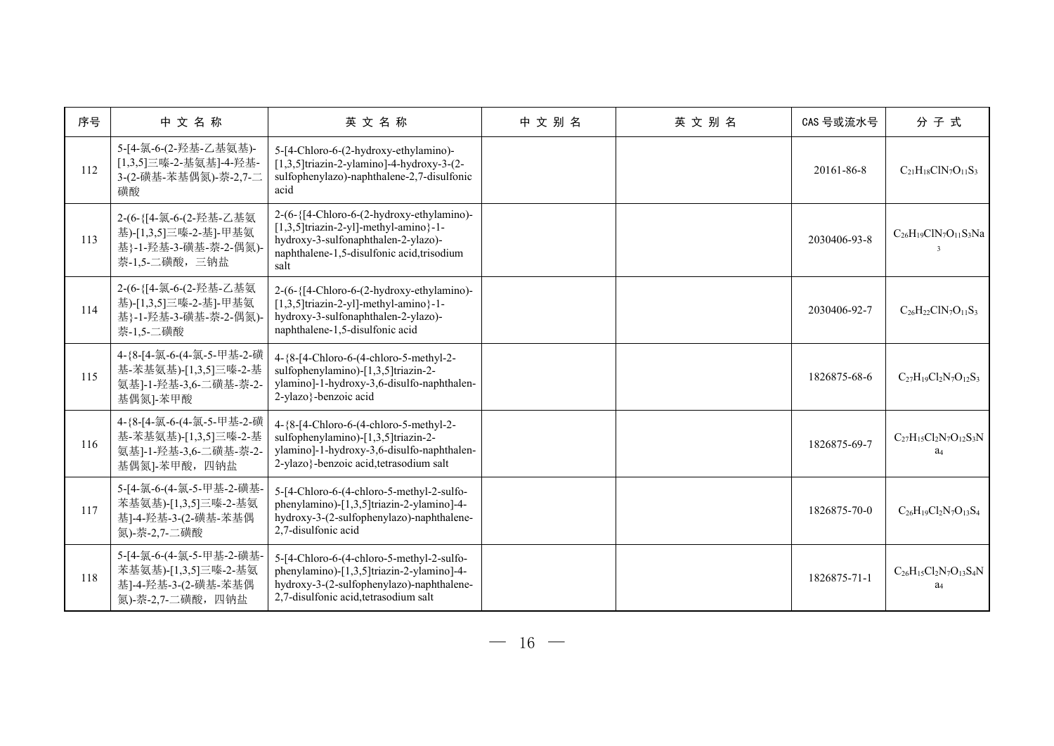| 序号 | 中文名称 | 英文名称 | 中文别名 | 英文别名 | CAS 号或流水号 | 分子式 |
| --- | --- | --- | --- | --- | --- | --- |
| 112 | 5-[4-氯-6-(2-羟基-乙基氨基)-[1,3,5]三嗪-2-基氨基]-4-羟基-3-(2-磺基-苯基偶氮)-萘-2,7-二磺酸 | 5-[4-Chloro-6-(2-hydroxy-ethylamino)-[1,3,5]triazin-2-ylamino]-4-hydroxy-3-(2-sulfophenylazo)-naphthalene-2,7-disulfonic acid | | | 20161-86-8 | $C_{21}H_{18}ClN_7O_{11}S_3$ |
| 113 | 2-(6-{[4-氯-6-(2-羟基-乙基氨基)-[1,3,5]三嗪-2-基]-甲基氨基}-1-羟基-3-磺基-萘-2-偶氮)-萘-1,5-二磺酸，三钠盐 | 2-(6-{[4-Chloro-6-(2-hydroxy-ethylamino)-[1,3,5]triazin-2-yl]-methyl-amino}-1-hydroxy-3-sulfonaphthalen-2-ylazo)-naphthalene-1,5-disulfonic acid,trisodium salt | | | 2030406-93-8 | $C_{26}H_{19}ClN_7O_{11}S_3Na_3$ |
| 114 | 2-(6-{[4-氯-6-(2-羟基-乙基氨基)-[1,3,5]三嗪-2-基]-甲基氨基}-1-羟基-3-磺基-萘-2-偶氮)-萘-1,5-二磺酸 | 2-(6-{[4-Chloro-6-(2-hydroxy-ethylamino)-[1,3,5]triazin-2-yl]-methyl-amino}-1-hydroxy-3-sulfonaphthalen-2-ylazo)-naphthalene-1,5-disulfonic acid | | | 2030406-92-7 | $C_{26}H_{22}ClN_7O_{11}S_3$ |
| 115 | 4-{8-[4-氯-6-(4-氯-5-甲基-2-磺基-苯基氨基)-[1,3,5]三嗪-2-基氨基]-1-羟基-3,6-二磺基-萘-2-基偶氮}-苯甲酸 | 4-{8-[4-Chloro-6-(4-chloro-5-methyl-2-sulfophenylamino)-[1,3,5]triazin-2-ylamino]-1-hydroxy-3,6-disulfo-naphthalen-2-ylazo}-benzoic acid | | | 1826875-68-6 | $C_{27}H_{19}Cl_2N_7O_{12}S_3$ |
| 116 | 4-{8-[4-氯-6-(4-氯-5-甲基-2-磺基-苯基氨基)-[1,3,5]三嗪-2-基氨基]-1-羟基-3,6-二磺基-萘-2-基偶氮}-苯甲酸，四钠盐 | 4-{8-[4-Chloro-6-(4-chloro-5-methyl-2-sulfophenylamino)-[1,3,5]triazin-2-ylamino]-1-hydroxy-3,6-disulfo-naphthalen-2-ylazo}-benzoic acid,tetrasodium salt | | | 1826875-69-7 | $C_{27}H_{15}Cl_2N_7O_{12}S_3Na_4$ |
| 117 | 5-[4-氯-6-(4-氯-5-甲基-2-磺基-苯基氨基)-[1,3,5]三嗪-2-基氨基]-4-羟基-3-(2-磺基-苯基偶氮)-萘-2,7-二磺酸 | 5-[4-Chloro-6-(4-chloro-5-methyl-2-sulfo-phenylamino)-[1,3,5]triazin-2-ylamino]-4-hydroxy-3-(2-sulfophenylazo)-naphthalene-2,7-disulfonic acid | | | 1826875-70-0 | $C_{26}H_{19}Cl_2N_7O_{13}S_4$ |
| 118 | 5-[4-氯-6-(4-氯-5-甲基-2-磺基-苯基氨基)-[1,3,5]三嗪-2-基氨基]-4-羟基-3-(2-磺基-苯基偶氮)-萘-2,7-二磺酸，四钠盐 | 5-[4-Chloro-6-(4-chloro-5-methyl-2-sulfo-phenylamino)-[1,3,5]triazin-2-ylamino]-4-hydroxy-3-(2-sulfophenylazo)-naphthalene-2,7-disulfonic acid,tetrasodium salt | | | 1826875-71-1 | $C_{26}H_{15}Cl_2N_7O_{13}S_4Na_4$ |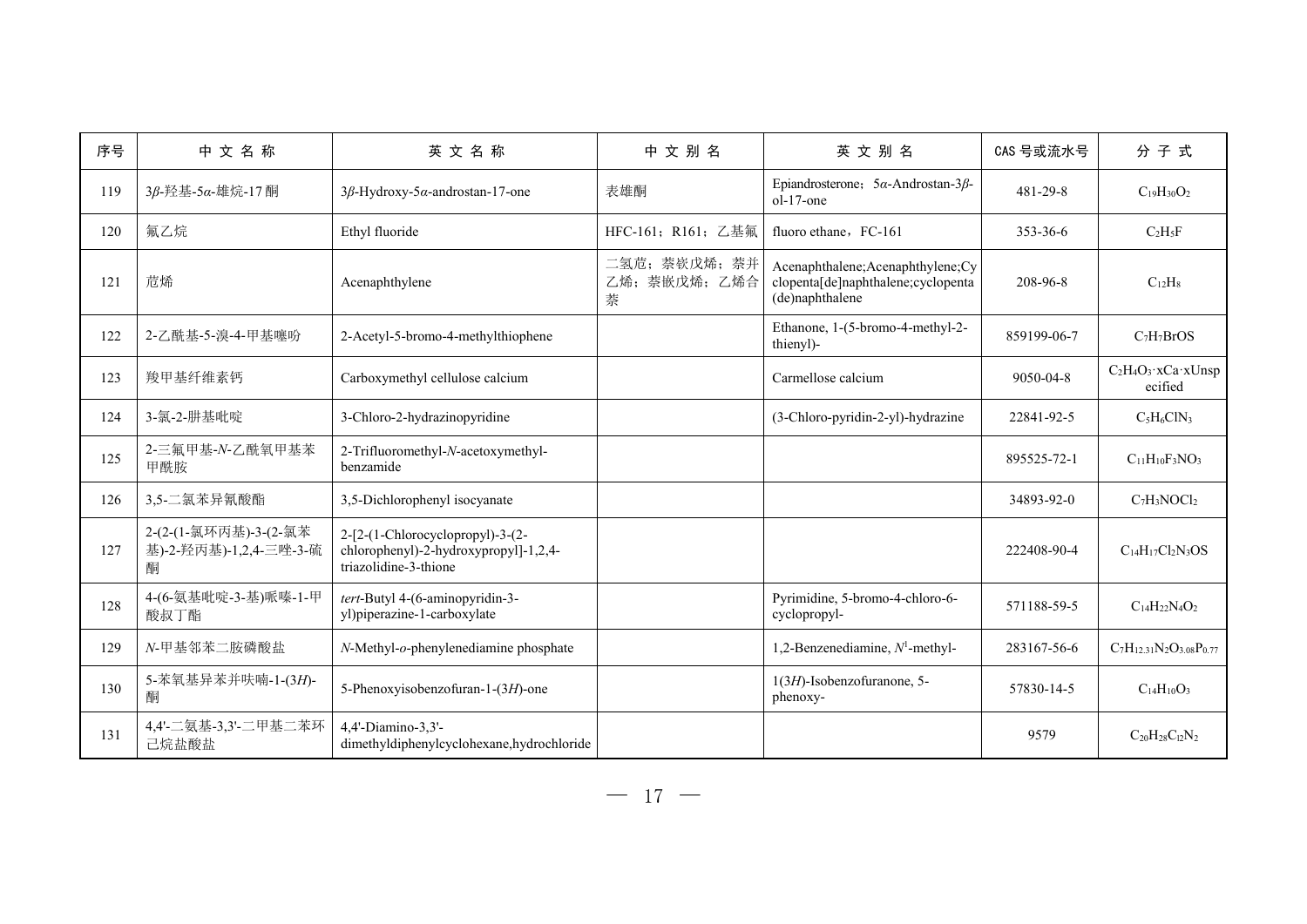| 序号 | 中 文 名 称 | 英 文 名 称 | 中 文 别 名 | 英 文 别 名 | CAS 号或流水号 | 分 子 式 |
| --- | --- | --- | --- | --- | --- | --- |
| 119 | 3*β*-羟基-5*α*-雄烷-17 酮 | 3*β*-Hydroxy-5*α*-androstan-17-one | 表雄酮 | Epiandrosterone；5*α*-Androstan-3*β*-ol-17-one | 481-29-8 | $C_{19}H_{30}O_2$ |
| 120 | 氟乙烷 | Ethyl fluoride | HFC-161；R161；乙基氟 | fluoro ethane，FC-161 | 353-36-6 | $C_2H_5F$ |
| 121 | 苊烯 | Acenaphthylene | 二氢苊；萘嵌戊烯；萘并乙烯；萘嵌戊烯；乙烯合萘 | Acenaphthalene;Acenaphthylene;Cyclopenta[de]naphthalene;cyclopenta(de)naphthalene | 208-96-8 | $C_{12}H_8$ |
| 122 | 2-乙酰基-5-溴-4-甲基噻吩 | 2-Acetyl-5-bromo-4-methylthiophene | | Ethanone, 1-(5-bromo-4-methyl-2-thienyl)- | 859199-06-7 | $C_7H_7BrOS$ |
| 123 | 羧甲基纤维素钙 | Carboxymethyl cellulose calcium | | Carmellose calcium | 9050-04-8 | $C_2H_4O_3 \cdot xCa \cdot x$Unspecified |
| 124 | 3-氯-2-肼基吡啶 | 3-Chloro-2-hydrazinopyridine | | (3-Chloro-pyridin-2-yl)-hydrazine | 22841-92-5 | $C_5H_6ClN_3$ |
| 125 | 2-三氟甲基-*N*-乙酰氧甲基苯甲酰胺 | 2-Trifluoromethyl-*N*-acetoxymethyl-benzamide | | | 895525-72-1 | $C_{11}H_{10}F_3NO_3$ |
| 126 | 3,5-二氯苯异氰酸酯 | 3,5-Dichlorophenyl isocyanate | | | 34893-92-0 | $C_7H_3NOCl_2$ |
| 127 | 2-(2-(1-氯环丙基)-3-(2-氯苯基)-2-羟丙基)-1,2,4-三唑-3-硫酮 | 2-[2-(1-Chlorocyclopropyl)-3-(2-chlorophenyl)-2-hydroxypropyl]-1,2,4-triazolidine-3-thione | | | 222408-90-4 | $C_{14}H_{17}Cl_2N_3OS$ |
| 128 | 4-(6-氨基吡啶-3-基)哌嗪-1-甲酸叔丁酯 | *tert*-Butyl 4-(6-aminopyridin-3-yl)piperazine-1-carboxylate | | Pyrimidine, 5-bromo-4-chloro-6-cyclopropyl- | 571188-59-5 | $C_{14}H_{22}N_4O_2$ |
| 129 | *N*-甲基邻苯二胺磷酸盐 | *N*-Methyl-*o*-phenylenediamine phosphate | | 1,2-Benzenediamine, $N^1$-methyl- | 283167-56-6 | $C_7H_{12.31}N_2O_{3.08}P_{0.77}$ |
| 130 | 5-苯氧基异苯并呋喃-1-(3*H*)-酮 | 5-Phenoxyisobenzofuran-1-(3*H*)-one | | 1(3*H*)-Isobenzofuranone, 5-phenoxy- | 57830-14-5 | $C_{14}H_{10}O_3$ |
| 131 | 4,4'-二氨基-3,3'-二甲基二苯环己烷盐酸盐 | 4,4'-Diamino-3,3'-dimethyldiphenylcyclohexane,hydrochloride | | | 9579 | $C_{20}H_{28}C_{l2}N_2$ |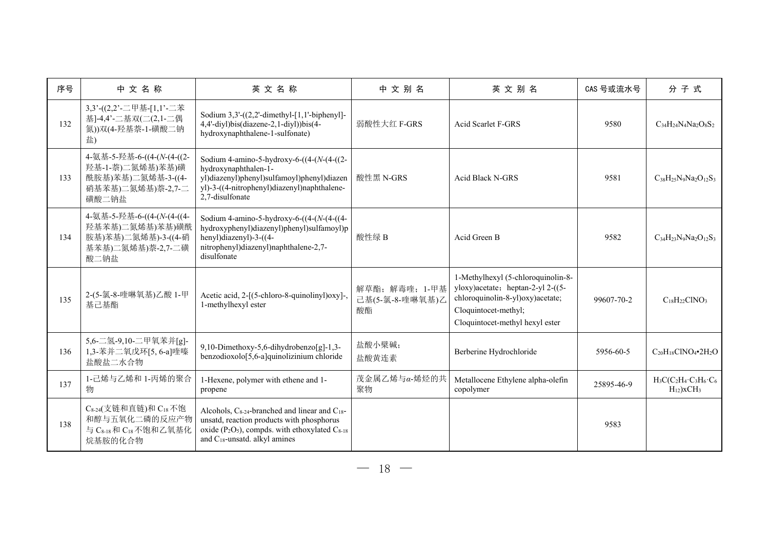| 序号 | 中 文 名 称 | 英 文 名 称 | 中 文 别 名 | 英 文 别 名 | CAS 号或流水号 | 分 子 式 |
|---|---|---|---|---|---|---|
| 132 | 3,3'-((2,2'-二甲基-[1,1'-二苯基]-4,4'-二基双(二(2,1-二偶氮))双(4-羟基萘-1-磺酸二钠盐) | Sodium 3,3'-((2,2'-dimethyl-[1,1'-biphenyl]-4,4'-diyl)bis(diazene-2,1-diyl))bis(4-hydroxynaphthalene-1-sulfonate) | 弱酸性大红 F-GRS | Acid Scarlet F-GRS | 9580 | $C_{34}H_{24}N_4Na_2O_8S_2$ |
| 133 | 4-氨基-5-羟基-6-((4-(*N*-(4-((2-羟基-1-萘)二氮烯基)苯基)磺酰胺基)苯基)二氮烯基-3-((4-硝基苯基)二氮烯基)萘-2,7-二磺酸二钠盐 | Sodium 4-amino-5-hydroxy-6-((4-(*N*-(4-((2-hydroxynaphthalen-1-yl)diazenyl)phenyl)sulfamoyl)phenyl)diazenyl)-3-((4-nitrophenyl)diazenyl)naphthalene-2,7-disulfonate | 酸性黑 N-GRS | Acid Black N-GRS | 9581 | $C_{38}H_{25}N_9Na_2O_{12}S_3$ |
| 134 | 4-氨基-5-羟基-6-((4-(*N*-(4-((4-羟基苯基)二氮烯基)苯基)磺酰胺基)苯基)二氮烯基)-3-((4-硝基苯基)二氮烯基)萘-2,7-二磺酸二钠盐 | Sodium 4-amino-5-hydroxy-6-((4-(*N*-(4-((4-hydroxyphenyl)diazenyl)phenyl)sulfamoyl)phenyl)diazenyl)-3-((4-nitrophenyl)diazenyl)naphthalene-2,7-disulfonate | 酸性绿 B | Acid Green B | 9582 | $C_{34}H_{23}N_9Na_2O_{12}S_3$ |
| 135 | 2-(5-氯-8-喹啉氧基)乙酸 1-甲基己基酯 | Acetic acid, 2-[(5-chloro-8-quinolinyl)oxy]-, 1-methylhexyl ester | 解草酯；解毒喹；1-甲基己基(5-氯-8-喹啉氧基)乙酸酯 | 1-Methylhexyl (5-chloroquinolin-8-yloxy)acetate；heptan-2-yl 2-((5-chloroquinolin-8-yl)oxy)acetate; Cloquintocet-methyl; Cloquintocet-methyl hexyl ester | 99607-70-2 | $C_{18}H_{22}ClNO_3$ |
| 136 | 5,6-二氢-9,10-二甲氧苯并[g]-1,3-苯并二氧戊环[5, 6-a]喹嗪盐酸盐二水合物 | 9,10-Dimethoxy-5,6-dihydrobenzo[g]-1,3-benzodioxolo[5,6-a]quinolizinium chloride | 盐酸小檗碱；盐酸黄连素 | Berberine Hydrochloride | 5956-60-5 | $C_{20}H_{18}ClNO_4 \cdot 2H_2O$ |
| 137 | 1-己烯与乙烯和 1-丙烯的聚合物 | 1-Hexene, polymer with ethene and 1-propene | 茂金属乙烯与*α*-烯烃的共聚物 | Metallocene Ethylene alpha-olefin copolymer | 25895-46-9 | $H_3C(C_2H_4 \cdot C_3H_6 \cdot C_6H_{12})xCH_3$ |
| 138 | $C_{8\text{-}24}$(支链和直链)和 $C_{18}$ 不饱和醇与五氧化二磷的反应产物与 $C_{8\text{-}18}$ 和 $C_{18}$ 不饱和乙氧基化烷基胺的化合物 | Alcohols, $C_{8\text{-}24}$-branched and linear and $C_{18}$-unsatd, reaction products with phosphorus oxide ($P_2O_5$), compds. with ethoxylated $C_{8\text{-}18}$ and $C_{18}$-unsatd. alkyl amines | | | 9583 | |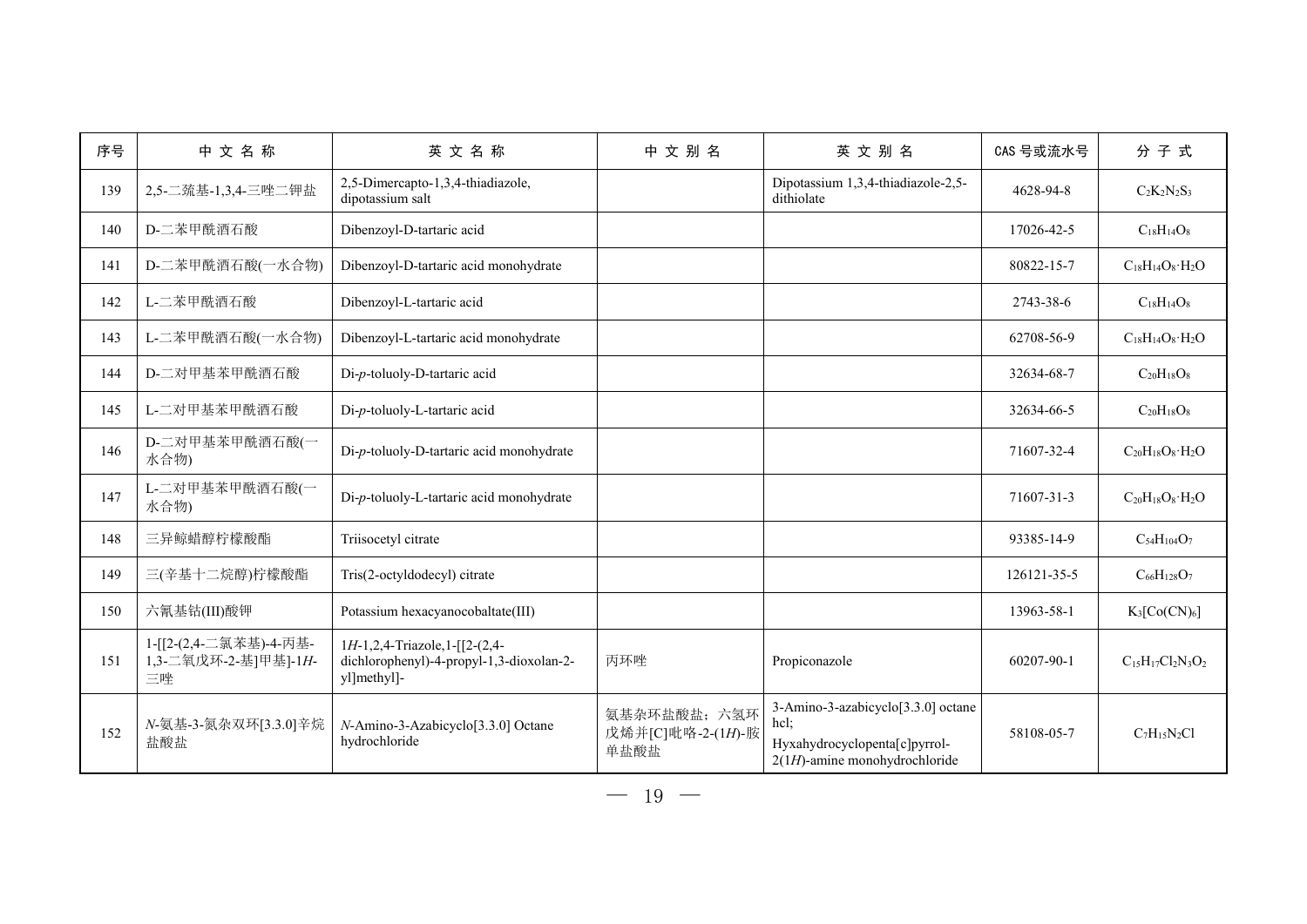| 序号 | 中文名称 | 英文名称 | 中文别名 | 英文别名 | CAS 号或流水号 | 分子式 |
| --- | --- | --- | --- | --- | --- | --- |
| 139 | 2,5-二巯基-1,3,4-三唑二钾盐 | 2,5-Dimercapto-1,3,4-thiadiazole, dipotassium salt | | Dipotassium 1,3,4-thiadiazole-2,5-dithiolate | 4628-94-8 | $C_2K_2N_2S_3$ |
| 140 | D-二苯甲酰酒石酸 | Dibenzoyl-D-tartaric acid | | | 17026-42-5 | $C_{18}H_{14}O_8$ |
| 141 | D-二苯甲酰酒石酸(一水合物) | Dibenzoyl-D-tartaric acid monohydrate | | | 80822-15-7 | $C_{18}H_{14}O_8 \cdot H_2O$ |
| 142 | L-二苯甲酰酒石酸 | Dibenzoyl-L-tartaric acid | | | 2743-38-6 | $C_{18}H_{14}O_8$ |
| 143 | L-二苯甲酰酒石酸(一水合物) | Dibenzoyl-L-tartaric acid monohydrate | | | 62708-56-9 | $C_{18}H_{14}O_8 \cdot H_2O$ |
| 144 | D-二对甲基苯甲酰酒石酸 | Di-*p*-toluoly-D-tartaric acid | | | 32634-68-7 | $C_{20}H_{18}O_8$ |
| 145 | L-二对甲基苯甲酰酒石酸 | Di-*p*-toluoly-L-tartaric acid | | | 32634-66-5 | $C_{20}H_{18}O_8$ |
| 146 | D-二对甲基苯甲酰酒石酸(一水合物) | Di-*p*-toluoly-D-tartaric acid monohydrate | | | 71607-32-4 | $C_{20}H_{18}O_8 \cdot H_2O$ |
| 147 | L-二对甲基苯甲酰酒石酸(一水合物) | Di-*p*-toluoly-L-tartaric acid monohydrate | | | 71607-31-3 | $C_{20}H_{18}O_8 \cdot H_2O$ |
| 148 | 三异鲸蜡醇柠檬酸酯 | Triisocetyl citrate | | | 93385-14-9 | $C_{54}H_{104}O_7$ |
| 149 | 三(辛基十二烷醇)柠檬酸酯 | Tris(2-octyldodecyl) citrate | | | 126121-35-5 | $C_{66}H_{128}O_7$ |
| 150 | 六氰基钴(III)酸钾 | Potassium hexacyanocobaltate(III) | | | 13963-58-1 | $K_3[Co(CN)_6]$ |
| 151 | 1-[[2-(2,4-二氯苯基)-4-丙基-1,3-二氧戊环-2-基]甲基]-1*H*-三唑 | 1*H*-1,2,4-Triazole,1-[[2-(2,4-dichlorophenyl)-4-propyl-1,3-dioxolan-2-yl]methyl]- | 丙环唑 | Propiconazole | 60207-90-1 | $C_{15}H_{17}Cl_2N_3O_2$ |
| 152 | *N*-氨基-3-氮杂双环[3.3.0]辛烷盐酸盐 | *N*-Amino-3-Azabicyclo[3.3.0] Octane hydrochloride | 氨基杂环盐酸盐；六氢环戊烯并[C]吡咯-2-(1*H*)-胺单盐酸盐 | 3-Amino-3-azabicyclo[3.3.0] octane hcl; Hyxahydrocyclopenta[c]pyrrol-2(1*H*)-amine monohydrochloride | 58108-05-7 | $C_7H_{15}N_2Cl$ |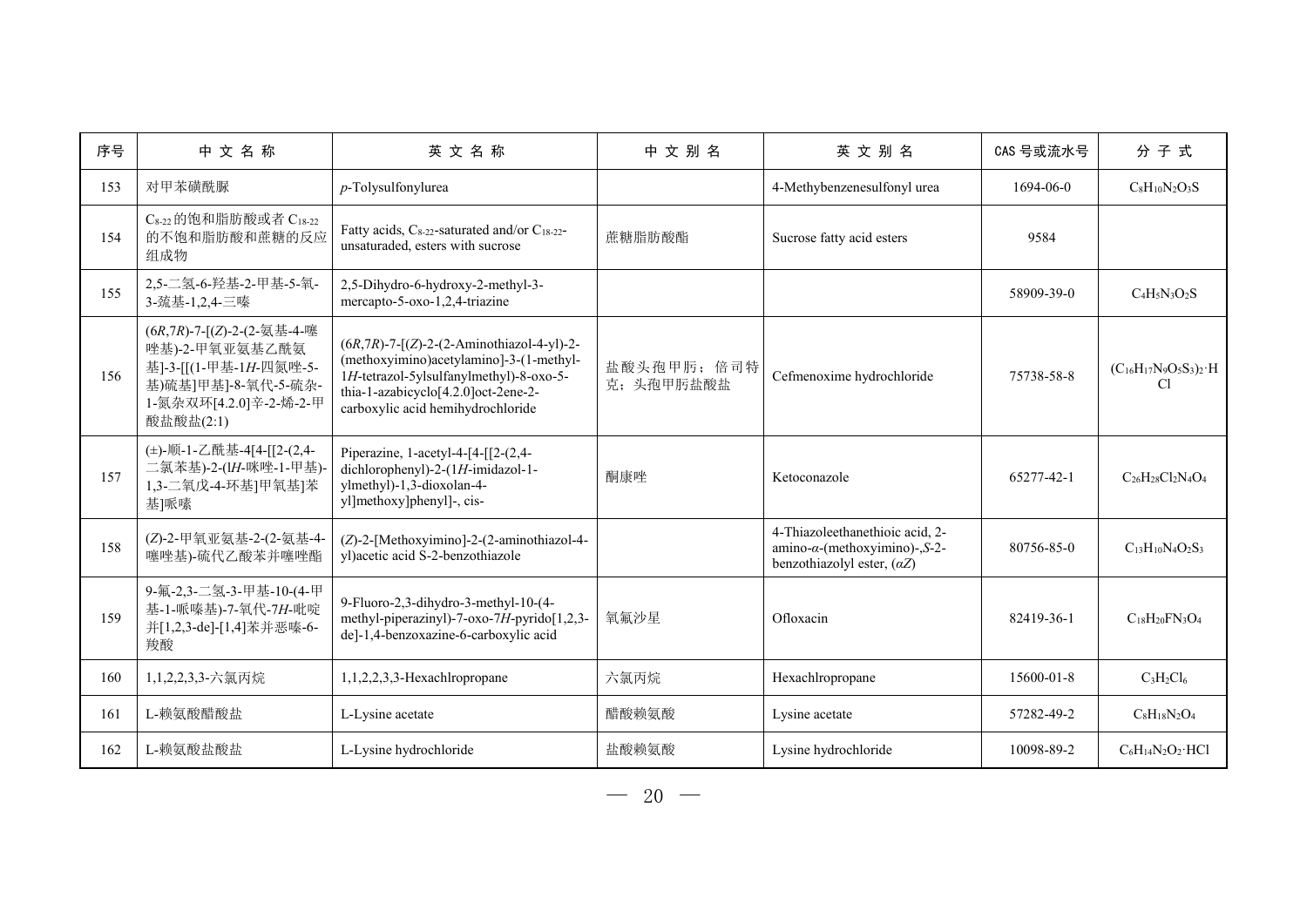| 序号 | 中 文 名 称 | 英 文 名 称 | 中 文 别 名 | 英 文 别 名 | CAS 号或流水号 | 分 子 式 |
| --- | --- | --- | --- | --- | --- | --- |
| 153 | 对甲苯磺酰脲 | *p*-Tolysulfonylurea | | 4-Methybenzenesulfonyl urea | 1694-06-0 | $C_8H_{10}N_2O_3S$ |
| 154 | $C_{8-22}$的饱和脂肪酸或者$C_{18-22}$的不饱和脂肪酸和蔗糖的反应组成物 | Fatty acids, $C_{8-22}$-saturated and/or $C_{18-22}$-unsaturaded, esters with sucrose | 蔗糖脂肪酸酯 | Sucrose fatty acid esters | 9584 | |
| 155 | 2,5-二氢-6-羟基-2-甲基-5-氧-3-巯基-1,2,4-三嗪 | 2,5-Dihydro-6-hydroxy-2-methyl-3-mercapto-5-oxo-1,2,4-triazine | | | 58909-39-0 | $C_4H_5N_3O_2S$ |
| 156 | (6*R*,7*R*)-7-[(*Z*)-2-(2-氨基-4-噻唑基)-2-甲氧亚氨基乙酰氨基]-3-[[(1-甲基-1*H*-四氮唑-5-基)硫基]甲基]-8-氧代-5-硫杂-1-氮杂双环[4.2.0]辛-2-烯-2-甲酸盐酸盐(2:1) | (6*R*,7*R*)-7-[(*Z*)-2-(2-Aminothiazol-4-yl)-2-(methoxyimino)acetylamino]-3-(1-methyl-1*H*-tetrazol-5ylsulfanylmethyl)-8-oxo-5-thia-1-azabicyclo[4.2.0]oct-2ene-2-carboxylic acid hemihydrochloride | 盐酸头孢甲肟；倍司特克；头孢甲肟盐酸盐 | Cefmenoxime hydrochloride | 75738-58-8 | $(C_{16}H_{17}N_9O_5S_3)_2{\cdot}HCl$ |
| 157 | (±)-顺-1-乙酰基-4[4-[[2-(2,4-二氯苯基)-2-(l*H*-咪唑-1-甲基)-1,3-二氧戊-4-环基]甲氧基]苯基]哌嗪 | Piperazine, 1-acetyl-4-[4-[[2-(2,4-dichlorophenyl)-2-(1*H*-imidazol-1-ylmethyl)-1,3-dioxolan-4-yl]methoxy]phenyl]-, cis- | 酮康唑 | Ketoconazole | 65277-42-1 | $C_{26}H_{28}Cl_2N_4O_4$ |
| 158 | (*Z*)-2-甲氧亚氨基-2-(2-氨基-4-噻唑基)-硫代乙酸苯并噻唑酯 | (*Z*)-2-[Methoxyimino]-2-(2-aminothiazol-4-yl)acetic acid S-2-benzothiazole | | 4-Thiazoleethanethioic acid, 2-amino-*α*-(methoxyimino)-,*S*-2-benzothiazolyl ester, (*αZ*) | 80756-85-0 | $C_{13}H_{10}N_4O_2S_3$ |
| 159 | 9-氟-2,3-二氢-3-甲基-10-(4-甲基-1-哌嗪基)-7-氧代-7*H*-吡啶并[1,2,3-de]-[1,4]苯并恶嗪-6-羧酸 | 9-Fluoro-2,3-dihydro-3-methyl-10-(4-methyl-piperazinyl)-7-oxo-7*H*-pyrido[1,2,3-de]-1,4-benzoxazine-6-carboxylic acid | 氧氟沙星 | Ofloxacin | 82419-36-1 | $C_{18}H_{20}FN_3O_4$ |
| 160 | 1,1,2,2,3,3-六氯丙烷 | 1,1,2,2,3,3-Hexachlropropane | 六氯丙烷 | Hexachlropropane | 15600-01-8 | $C_3H_2Cl_6$ |
| 161 | L-赖氨酸醋酸盐 | L-Lysine acetate | 醋酸赖氨酸 | Lysine acetate | 57282-49-2 | $C_8H_{18}N_2O_4$ |
| 162 | L-赖氨酸盐酸盐 | L-Lysine hydrochloride | 盐酸赖氨酸 | Lysine hydrochloride | 10098-89-2 | $C_6H_{14}N_2O_2{\cdot}HCl$ |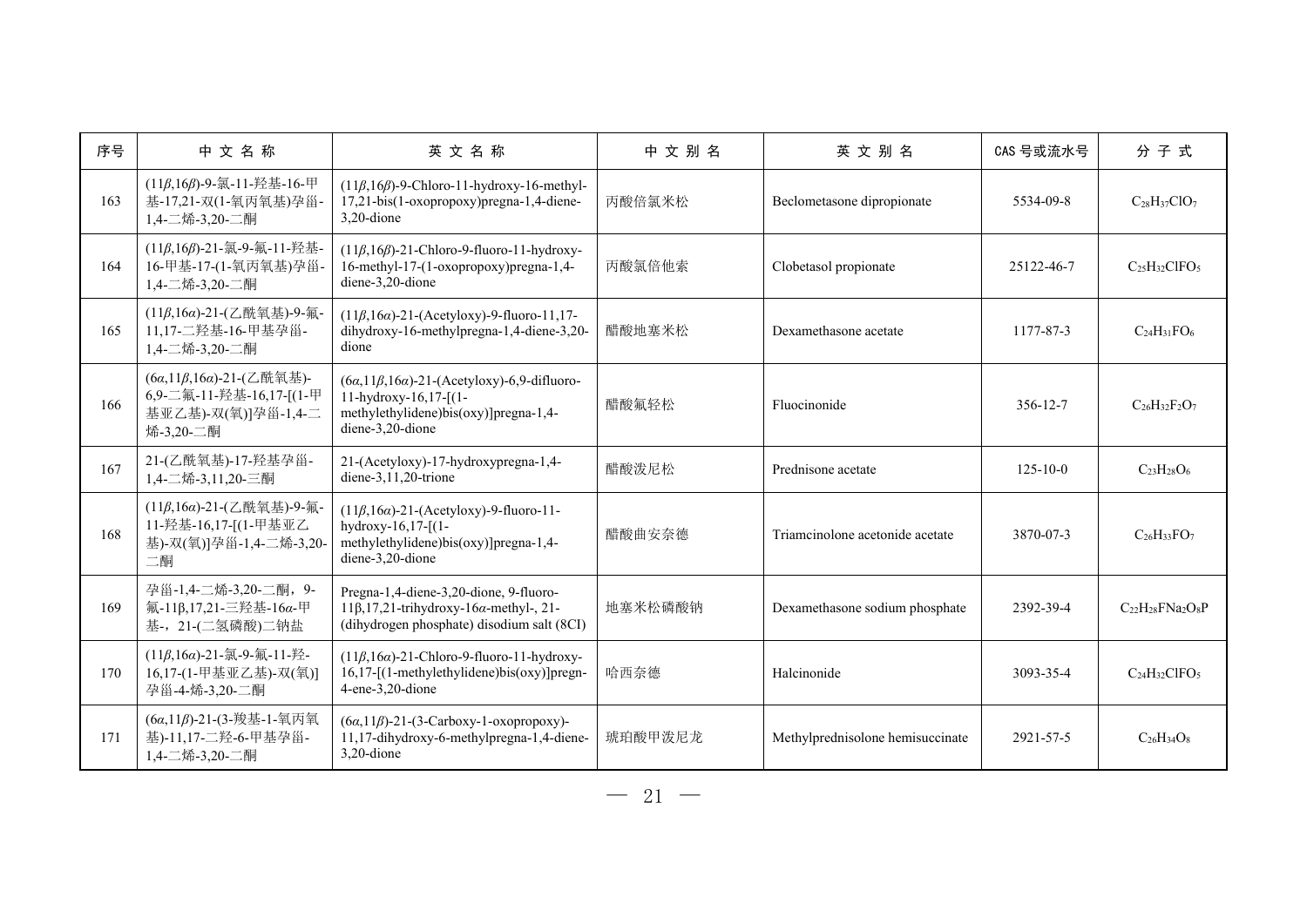| 序号 | 中文名称 | 英文名称 | 中文别名 | 英文别名 | CAS 号或流水号 | 分子式 |
| --- | --- | --- | --- | --- | --- | --- |
| 163 | (11*β*,16*β*)-9-氯-11-羟基-16-甲基-17,21-双(1-氧丙氧基)孕甾-1,4-二烯-3,20-二酮 | (11*β*,16*β*)-9-Chloro-11-hydroxy-16-methyl-17,21-bis(1-oxopropoxy)pregna-1,4-diene-3,20-dione | 丙酸倍氯米松 | Beclometasone dipropionate | 5534-09-8 | $C_{28}H_{37}ClO_7$ |
| 164 | (11*β*,16*β*)-21-氯-9-氟-11-羟基-16-甲基-17-(1-氧丙氧基)孕甾-1,4-二烯-3,20-二酮 | (11*β*,16*β*)-21-Chloro-9-fluoro-11-hydroxy-16-methyl-17-(1-oxopropoxy)pregna-1,4-diene-3,20-dione | 丙酸氯倍他索 | Clobetasol propionate | 25122-46-7 | $C_{25}H_{32}ClFO_5$ |
| 165 | (11*β*,16*α*)-21-(乙酰氧基)-9-氟-11,17-二羟基-16-甲基孕甾-1,4-二烯-3,20-二酮 | (11*β*,16*α*)-21-(Acetyloxy)-9-fluoro-11,17-dihydroxy-16-methylpregna-1,4-diene-3,20-dione | 醋酸地塞米松 | Dexamethasone acetate | 1177-87-3 | $C_{24}H_{31}FO_6$ |
| 166 | (6*α*,11*β*,16*α*)-21-(乙酰氧基)-6,9-二氟-11-羟基-16,17-[(1-甲基亚乙基)-双(氧)]孕甾-1,4-二烯-3,20-二酮 | (6*α*,11*β*,16*α*)-21-(Acetyloxy)-6,9-difluoro-11-hydroxy-16,17-[(1-methylethylidene)bis(oxy)]pregna-1,4-diene-3,20-dione | 醋酸氟轻松 | Fluocinonide | 356-12-7 | $C_{26}H_{32}F_2O_7$ |
| 167 | 21-(乙酰氧基)-17-羟基孕甾-1,4-二烯-3,11,20-三酮 | 21-(Acetyloxy)-17-hydroxypregna-1,4-diene-3,11,20-trione | 醋酸泼尼松 | Prednisone acetate | 125-10-0 | $C_{23}H_{28}O_6$ |
| 168 | (11*β*,16*α*)-21-(乙酰氧基)-9-氟-11-羟基-16,17-[(1-甲基亚乙基)-双(氧)]孕甾-1,4-二烯-3,20-二酮 | (11*β*,16*α*)-21-(Acetyloxy)-9-fluoro-11-hydroxy-16,17-[(1-methylethylidene)bis(oxy)]pregna-1,4-diene-3,20-dione | 醋酸曲安奈德 | Triamcinolone acetonide acetate | 3870-07-3 | $C_{26}H_{33}FO_7$ |
| 169 | 孕甾-1,4-二烯-3,20-二酮，9-氟-11β,17,21-三羟基-16*α*-甲基-，21-(二氢磷酸)二钠盐 | Pregna-1,4-diene-3,20-dione, 9-fluoro-11β,17,21-trihydroxy-16*α*-methyl-, 21-(dihydrogen phosphate) disodium salt (8CI) | 地塞米松磷酸钠 | Dexamethasone sodium phosphate | 2392-39-4 | $C_{22}H_{28}FNa_2O_8P$ |
| 170 | (11*β*,16*α*)-21-氯-9-氟-11-羟-16,17-(1-甲基亚乙基)-双(氧)]孕甾-4-烯-3,20-二酮 | (11*β*,16*α*)-21-Chloro-9-fluoro-11-hydroxy-16,17-[(1-methylethylidene)bis(oxy)]pregn-4-ene-3,20-dione | 哈西奈德 | Halcinonide | 3093-35-4 | $C_{24}H_{32}ClFO_5$ |
| 171 | (6*α*,11*β*)-21-(3-羧基-1-氧丙氧基)-11,17-二羟-6-甲基孕甾-1,4-二烯-3,20-二酮 | (6*α*,11*β*)-21-(3-Carboxy-1-oxopropoxy)-11,17-dihydroxy-6-methylpregna-1,4-diene-3,20-dione | 琥珀酸甲泼尼龙 | Methylprednisolone hemisuccinate | 2921-57-5 | $C_{26}H_{34}O_8$ |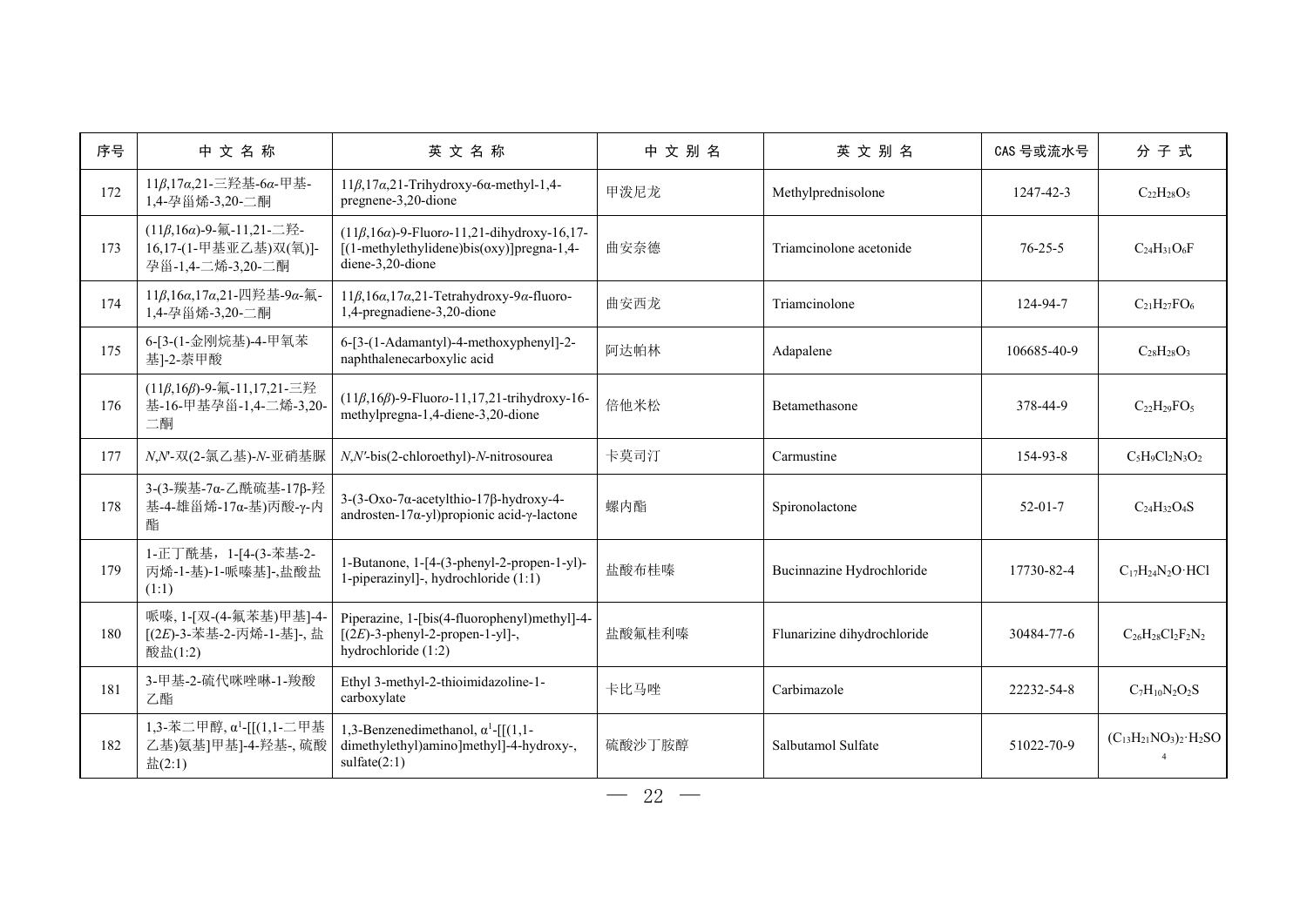| 序号 | 中 文 名 称 | 英 文 名 称 | 中 文 别 名 | 英 文 别 名 | CAS 号或流水号 | 分 子 式 |
|---|---|---|---|---|---|---|
| 172 | 11*β*,17*α*,21-三羟基-6*α*-甲基-1,4-孕甾烯-3,20-二酮 | 11*β*,17*α*,21-Trihydroxy-6α-methyl-1,4-pregnene-3,20-dione | 甲泼尼龙 | Methylprednisolone | 1247-42-3 | $C_{22}H_{28}O_5$ |
| 173 | (11*β*,16*α*)-9-氟-11,21-二羟-16,17-(1-甲基亚乙基)双(氧)]-孕甾-1,4-二烯-3,20-二酮 | (11*β*,16*α*)-9-Fluor*o*-11,21-dihydroxy-16,17-[(1-methylethylidene)bis(oxy)]pregna-1,4-diene-3,20-dione | 曲安奈德 | Triamcinolone acetonide | 76-25-5 | $C_{24}H_{31}O_6F$ |
| 174 | 11*β*,16*α*,17*α*,21-四羟基-9*α*-氟-1,4-孕甾烯-3,20-二酮 | 11*β*,16*α*,17*α*,21-Tetrahydroxy-9*α*-fluoro-1,4-pregnadiene-3,20-dione | 曲安西龙 | Triamcinolone | 124-94-7 | $C_{21}H_{27}FO_6$ |
| 175 | 6-[3-(1-金刚烷基)-4-甲氧苯基]-2-萘甲酸 | 6-[3-(1-Adamantyl)-4-methoxyphenyl]-2-naphthalenecarboxylic acid | 阿达帕林 | Adapalene | 106685-40-9 | $C_{28}H_{28}O_3$ |
| 176 | (11*β*,16*β*)-9-氟-11,17,21-三羟基-16-甲基孕甾-1,4-二烯-3,20-二酮 | (11*β*,16*β*)-9-Fluor*o*-11,17,21-trihydroxy-16-methylpregna-1,4-diene-3,20-dione | 倍他米松 | Betamethasone | 378-44-9 | $C_{22}H_{29}FO_5$ |
| 177 | *N*,*N*'-双(2-氯乙基)-*N*-亚硝基脲 | *N*,*N*'-bis(2-chloroethyl)-*N*-nitrosourea | 卡莫司汀 | Carmustine | 154-93-8 | $C_5H_9Cl_2N_3O_2$ |
| 178 | 3-(3-羰基-7α-乙酰硫基-17β-羟基-4-雄甾烯-17α-基)丙酸-γ-内酯 | 3-(3-Oxo-7α-acetylthio-17β-hydroxy-4-androsten-17α-yl)propionic acid-γ-lactone | 螺内酯 | Spironolactone | 52-01-7 | $C_{24}H_{32}O_4S$ |
| 179 | 1-正丁酰基，1-[4-(3-苯基-2-丙烯-1-基)-1-哌嗪基]-,盐酸盐(1:1) | 1-Butanone, 1-[4-(3-phenyl-2-propen-1-yl)-1-piperazinyl]-, hydrochloride (1:1) | 盐酸布桂嗪 | Bucinnazine Hydrochloride | 17730-82-4 | $C_{17}H_{24}N_2O{\cdot}HCl$ |
| 180 | 哌嗪, 1-[双-(4-氟苯基)甲基]-4-[(2*E*)-3-苯基-2-丙烯-1-基]-, 盐酸盐(1:2) | Piperazine, 1-[bis(4-fluorophenyl)methyl]-4-[(2*E*)-3-phenyl-2-propen-1-yl]-, hydrochloride (1:2) | 盐酸氟桂利嗪 | Flunarizine dihydrochloride | 30484-77-6 | $C_{26}H_{28}Cl_2F_2N_2$ |
| 181 | 3-甲基-2-硫代咪唑啉-1-羧酸乙酯 | Ethyl 3-methyl-2-thioimidazoline-1-carboxylate | 卡比马唑 | Carbimazole | 22232-54-8 | $C_7H_{10}N_2O_2S$ |
| 182 | 1,3-苯二甲醇, α[1]-[[(1,1-二甲基乙基)氨基]甲基]-4-羟基-, 硫酸盐(2:1) | 1,3-Benzenedimethanol, α[1]-[[(1,1-dimethylethyl)amino]methyl]-4-hydroxy-, sulfate(2:1) | 硫酸沙丁胺醇 | Salbutamol Sulfate | 51022-70-9 | $(C_{13}H_{21}NO_3)_2{\cdot}H_2SO_4$ |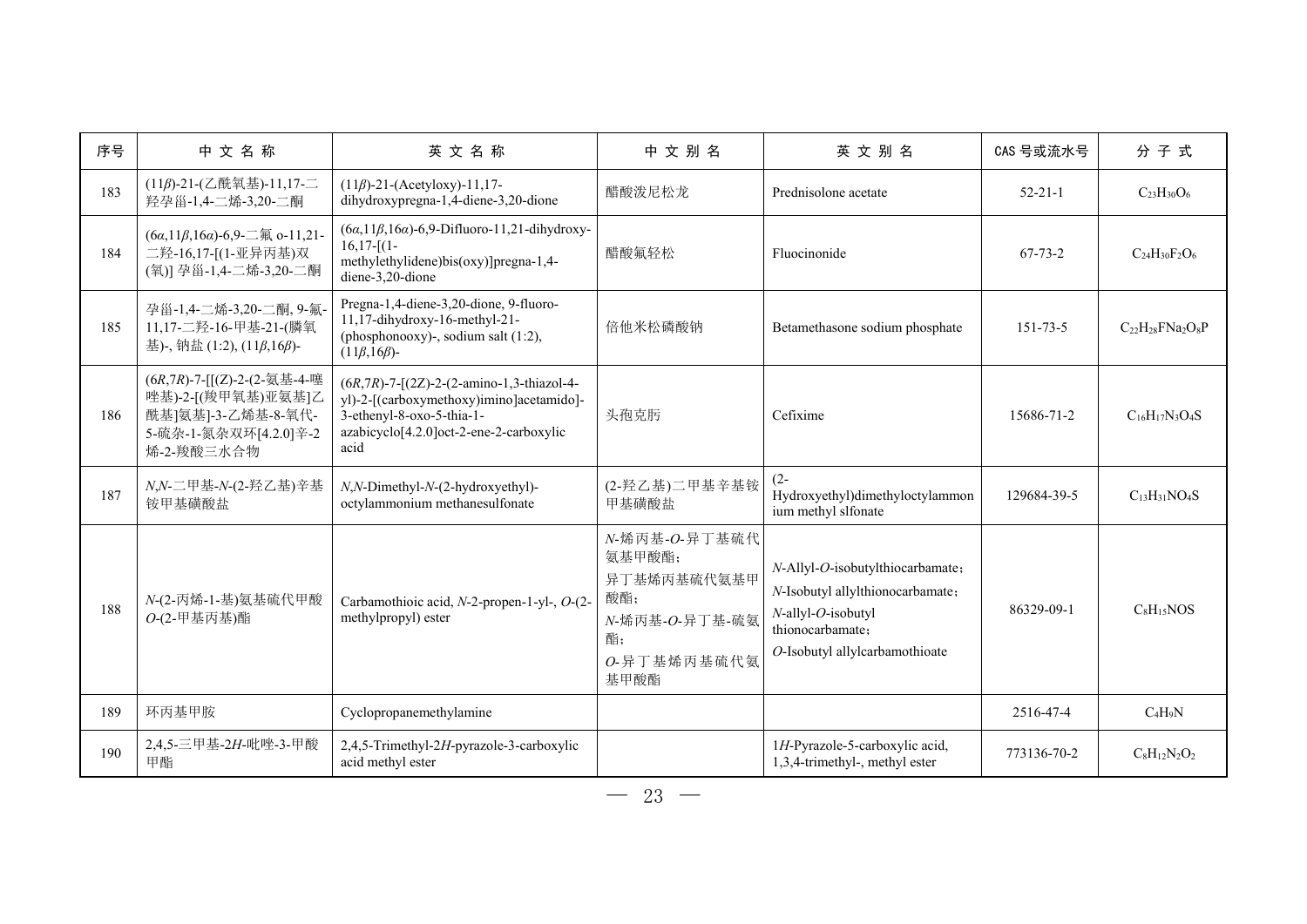| 序号 | 中 文 名 称 | 英 文 名 称 | 中 文 别 名 | 英 文 别 名 | CAS 号或流水号 | 分 子 式 |
|---|---|---|---|---|---|---|
| 183 | (11*β*)-21-(乙酰氧基)-11,17-二羟孕甾-1,4-二烯-3,20-二酮 | (11*β*)-21-(Acetyloxy)-11,17-dihydroxypregna-1,4-diene-3,20-dione | 醋酸泼尼松龙 | Prednisolone acetate | 52-21-1 | $C_{23}H_{30}O_6$ |
| 184 | (6*α*,11*β*,16*α*)-6,9-二氟 o-11,21-二羟-16,17-[(1-亚异丙基)双(氧)] 孕甾-1,4-二烯-3,20-二酮 | (6*α*,11*β*,16*α*)-6,9-Difluoro-11,21-dihydroxy-16,17-[(1-methylethylidene)bis(oxy)]pregna-1,4-diene-3,20-dione | 醋酸氟轻松 | Fluocinonide | 67-73-2 | $C_{24}H_{30}F_2O_6$ |
| 185 | 孕甾-1,4-二烯-3,20-二酮, 9-氟-11,17-二羟-16-甲基-21-(膦氧基)-, 钠盐 (1:2), (11*β*,16*β*)- | Pregna-1,4-diene-3,20-dione, 9-fluoro-11,17-dihydroxy-16-methyl-21-(phosphonooxy)-, sodium salt (1:2), (11*β*,16*β*)- | 倍他米松磷酸钠 | Betamethasone sodium phosphate | 151-73-5 | $C_{22}H_{28}FNa_2O_8P$ |
| 186 | (6*R*,7*R*)-7-[[(*Z*)-2-(2-氨基-4-噻唑基)-2-[(羧甲氧基)亚氨基]乙酰基]氨基]-3-乙烯基-8-氧代-5-硫杂-1-氮杂双环[4.2.0]辛-2-烯-2-羧酸三水合物 | (6*R*,7*R*)-7-[(2Z)-2-(2-amino-1,3-thiazol-4-yl)-2-[(carboxymethoxy)imino]acetamido]-3-ethenyl-8-oxo-5-thia-1-azabicyclo[4.2.0]oct-2-ene-2-carboxylic acid | 头孢克肟 | Cefixime | 15686-71-2 | $C_{16}H_{17}N_3O_4S$ |
| 187 | *N*,*N*-二甲基-*N*-(2-羟乙基)辛基铵甲基磺酸盐 | *N*,*N*-Dimethyl-*N*-(2-hydroxyethyl)-octylammonium methanesulfonate | (2-羟乙基)二甲基辛基铵甲基磺酸盐 | (2-Hydroxyethyl)dimethyloctylammonium methyl slfonate | 129684-39-5 | $C_{13}H_{31}NO_4S$ |
| 188 | *N*-(2-丙烯-1-基)氨基硫代甲酸 *O*-(2-甲基丙基)酯 | Carbamothioic acid, *N*-2-propen-1-yl-, *O*-(2-methylpropyl) ester | *N*-烯丙基-*O*-异丁基硫代氨基甲酸酯;<br>异丁基烯丙基硫代氨基甲酸酯;<br>*N*-烯丙基-*O*-异丁基-硫氨酯;<br>*O*-异丁基烯丙基硫代氨基甲酸酯 | *N*-Allyl-*O*-isobutylthiocarbamate;<br>*N*-Isobutyl allylthionocarbamate;<br>*N*-allyl-*O*-isobutyl thionocarbamate;<br>*O*-Isobutyl allylcarbamothioate | 86329-09-1 | $C_8H_{15}NOS$ |
| 189 | 环丙基甲胺 | Cyclopropanemethylamine | | | 2516-47-4 | $C_4H_9N$ |
| 190 | 2,4,5-三甲基-2*H*-吡唑-3-甲酸甲酯 | 2,4,5-Trimethyl-2*H*-pyrazole-3-carboxylic acid methyl ester | | 1*H*-Pyrazole-5-carboxylic acid, 1,3,4-trimethyl-, methyl ester | 773136-70-2 | $C_8H_{12}N_2O_2$ |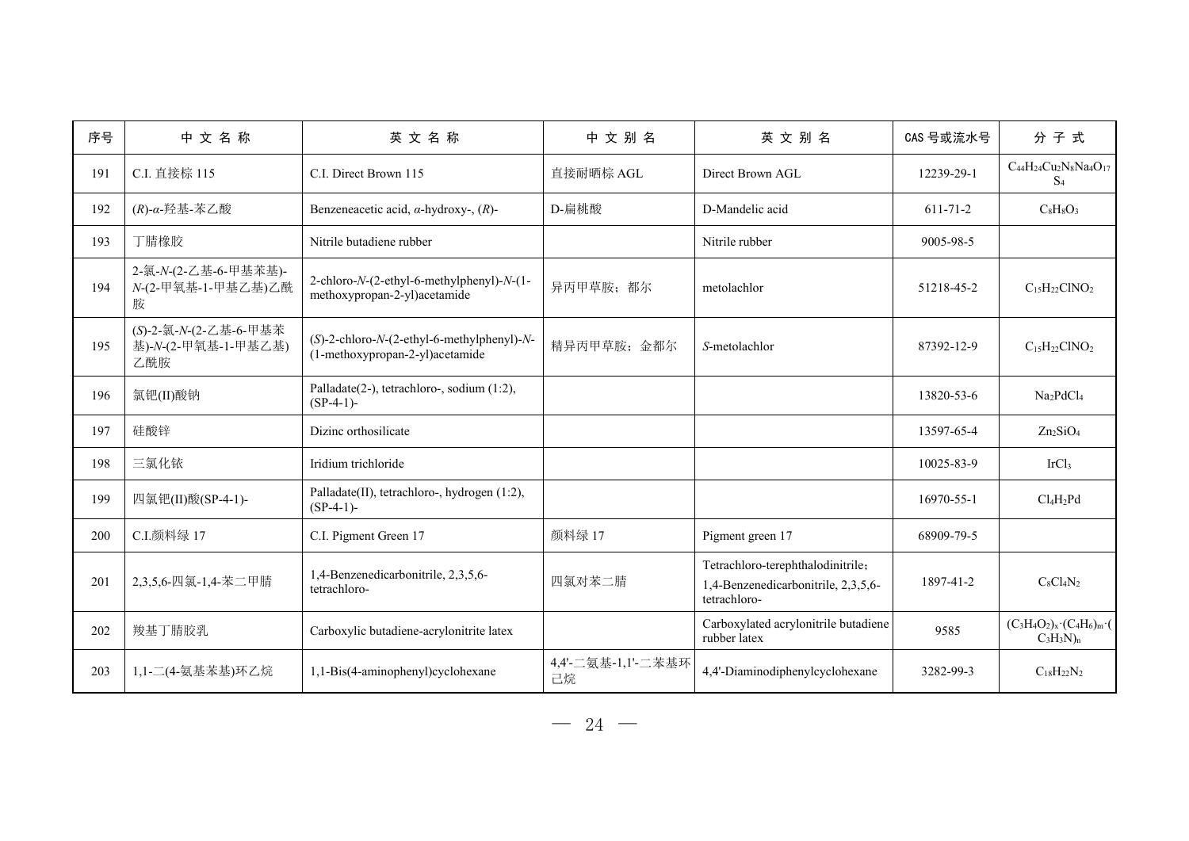| 序号 | 中 文 名 称 | 英 文 名 称 | 中 文 别 名 | 英 文 别 名 | CAS 号或流水号 | 分 子 式 |
| --- | --- | --- | --- | --- | --- | --- |
| 191 | C.I. 直接棕 115 | C.I. Direct Brown 115 | 直接耐晒棕 AGL | Direct Brown AGL | 12239-29-1 | $C_{44}H_{24}Cu_2N_8Na_4O_{17}S_4$ |
| 192 | (*R*)-*α*-羟基-苯乙酸 | Benzeneacetic acid, *α*-hydroxy-, (*R*)- | D-扁桃酸 | D-Mandelic acid | 611-71-2 | $C_8H_8O_3$ |
| 193 | 丁腈橡胶 | Nitrile butadiene rubber | | Nitrile rubber | 9005-98-5 | |
| 194 | 2-氯-*N*-(2-乙基-6-甲基苯基)-*N*-(2-甲氧基-1-甲基乙基)乙酰胺 | 2-chloro-*N*-(2-ethyl-6-methylphenyl)-*N*-(1-methoxypropan-2-yl)acetamide | 异丙甲草胺；都尔 | metolachlor | 51218-45-2 | $C_{15}H_{22}ClNO_2$ |
| 195 | (*S*)-2-氯-*N*-(2-乙基-6-甲基苯基)-*N*-(2-甲氧基-1-甲基乙基)乙酰胺 | (*S*)-2-chloro-*N*-(2-ethyl-6-methylphenyl)-*N*-(1-methoxypropan-2-yl)acetamide | 精异丙甲草胺；金都尔 | *S*-metolachlor | 87392-12-9 | $C_{15}H_{22}ClNO_2$ |
| 196 | 氯钯(II)酸钠 | Palladate(2-), tetrachloro-, sodium (1:2), (SP-4-1)- | | | 13820-53-6 | $Na_2PdCl_4$ |
| 197 | 硅酸锌 | Dizinc orthosilicate | | | 13597-65-4 | $Zn_2SiO_4$ |
| 198 | 三氯化铱 | Iridium trichloride | | | 10025-83-9 | $IrCl_3$ |
| 199 | 四氯钯(II)酸(SP-4-1)- | Palladate(II), tetrachloro-, hydrogen (1:2), (SP-4-1)- | | | 16970-55-1 | $Cl_4H_2Pd$ |
| 200 | C.I.颜料绿 17 | C.I. Pigment Green 17 | 颜料绿 17 | Pigment green 17 | 68909-79-5 | |
| 201 | 2,3,5,6-四氯-1,4-苯二甲腈 | 1,4-Benzenedicarbonitrile, 2,3,5,6-tetrachloro- | 四氯对苯二腈 | Tetrachloro-terephthalodinitrile；1,4-Benzenedicarbonitrile, 2,3,5,6-tetrachloro- | 1897-41-2 | $C_8Cl_4N_2$ |
| 202 | 羧基丁腈胶乳 | Carboxylic butadiene-acrylonitrite latex | | Carboxylated acrylonitrile butadiene rubber latex | 9585 | $(C_3H_4O_2)_x\cdot(C_4H_6)_m\cdot(C_3H_3N)_n$ |
| 203 | 1,1-二(4-氨基苯基)环乙烷 | 1,1-Bis(4-aminophenyl)cyclohexane | 4,4'-二氨基-1,1'-二苯基环己烷 | 4,4'-Diaminodiphenylcyclohexane | 3282-99-3 | $C_{18}H_{22}N_2$ |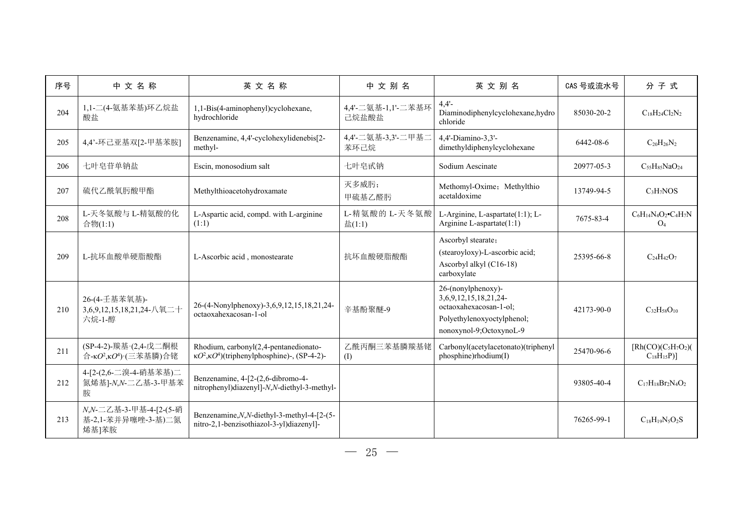| 序号 | 中 文 名 称 | 英 文 名 称 | 中 文 别 名 | 英 文 别 名 | CAS 号或流水号 | 分 子 式 |
| --- | --- | --- | --- | --- | --- | --- |
| 204 | 1,1-二(4-氨基苯基)环乙烷盐酸盐 | 1,1-Bis(4-aminophenyl)cyclohexane, hydrochloride | 4,4'-二氨基-1,1'-二苯基环己烷盐酸盐 | 4,4'-Diaminodiphenylcyclohexane,hydrochloride | 85030-20-2 | $C_{18}H_{24}Cl_2N_2$ |
| 205 | 4,4'-环己亚基双[2-甲基苯胺] | Benzenamine, 4,4'-cyclohexylidenebis[2-methyl- | 4,4'-二氨基-3,3'-二甲基二苯环己烷 | 4,4'-Diamino-3,3'-dimethyldiphenylcyclohexane | 6442-08-6 | $C_{20}H_{26}N_2$ |
| 206 | 七叶皂苷单钠盐 | Escin, monosodium salt | 七叶皂甙钠 | Sodium Aescinate | 20977-05-3 | $C_{55}H_{85}NaO_{24}$ |
| 207 | 硫代乙酰氧肟酸甲酯 | Methylthioacetohydroxamate | 灭多威肟；甲硫基乙醛肟 | Methomyl-Oxime；Methylthio acetaldoxime | 13749-94-5 | $C_3H_7NOS$ |
| 208 | L-天冬氨酸与 L-精氨酸的化合物(1:1) | L-Aspartic acid, compd. with L-arginine (1:1) | L-精氨酸的 L-天冬氨酸盐(1:1) | L-Arginine, L-aspartate(1:1); L-Arginine L-aspartate(1:1) | 7675-83-4 | $C_6H_{14}N_4O_2$•$C_4H_7NO_4$ |
| 209 | L-抗坏血酸单硬脂酸酯 | L-Ascorbic acid , monostearate | 抗坏血酸硬脂酸酯 | Ascorbyl stearate；(stearoyloxy)-L-ascorbic acid; Ascorbyl alkyl (C16-18) carboxylate | 25395-66-8 | $C_{24}H_{42}O_7$ |
| 210 | 26-(4-壬基苯氧基)-3,6,9,12,15,18,21,24-八氧二十六烷-1-醇 | 26-(4-Nonylphenoxy)-3,6,9,12,15,18,21,24-octaoxahexacosan-1-ol | 辛基酚聚醚-9 | 26-(nonylphenoxy)-3,6,9,12,15,18,21,24-octaoxahexacosan-1-ol; Polyethylenoxyoctylphenol; nonoxynol-9;OctoxynoL-9 | 42173-90-0 | $C_{32}H_{58}O_{10}$ |
| 211 | (SP-4-2)-羰基·(2,4-戊二酮根合-κ$O^2$,κ$O^4$)·(三苯基膦)合铑 | Rhodium, carbonyl(2,4-pentanedionato-κ$O^2$,κ$O^4$)(triphenylphosphine)-, (SP-4-2)- | 乙酰丙酮三苯基膦羰基铑(I) | Carbonyl(acetylacetonato)(triphenylphosphine)rhodium(I) | 25470-96-6 | $[Rh(CO)(C_5H_7O_2)(C_{18}H_{15}P)]$ |
| 212 | 4-[2-(2,6-二溴-4-硝基苯基)二氮烯基]-*N*,*N*-二乙基-3-甲基苯胺 | Benzenamine, 4-[2-(2,6-dibromo-4-nitrophenyl)diazenyl]-*N*,*N*-diethyl-3-methyl- | | | 93805-40-4 | $C_{17}H_{18}Br_2N_4O_2$ |
| 213 | *N*,*N*-二乙基-3-甲基-4-[2-(5-硝基-2,1-苯并异噻唑-3-基)二氮烯基]苯胺 | Benzenamine,*N*,*N*-diethyl-3-methyl-4-[2-(5-nitro-2,1-benzisothiazol-3-yl)diazenyl]- | | | 76265-99-1 | $C_{18}H_{19}N_5O_2S$ |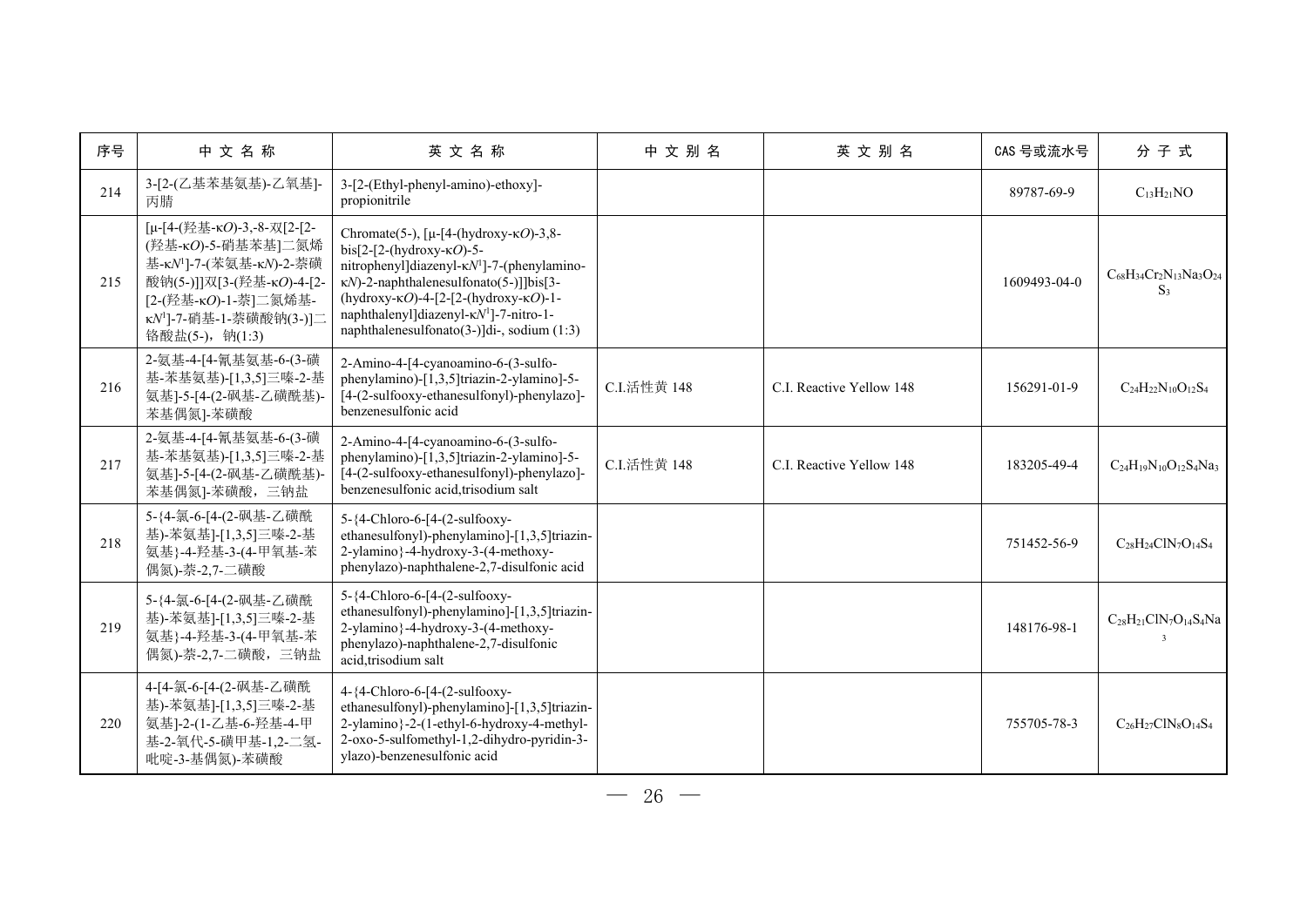| 序号 | 中 文 名 称 | 英 文 名 称 | 中 文 别 名 | 英 文 别 名 | CAS 号或流水号 | 分 子 式 |
|---|---|---|---|---|---|---|
| 214 | 3-[2-(乙基苯基氨基)-乙氧基]-丙腈 | 3-[2-(Ethyl-phenyl-amino)-ethoxy]-propionitrile | | | 89787-69-9 | $C_{13}H_{21}NO$ |
| 215 | [μ-[4-(羟基-κ*O*)-3,-8-双[2-[2-(羟基-κ*O*)-5-硝基苯基]二氮烯基-κ*N*[1]]-7-(苯氨基-κ*N*)-2-萘磺酸钠(5-)]]双[3-(羟基-κ*O*)-4-[2-[2-(羟基-κ*O*)-1-萘]二氮烯基-κ*N*[1]]-7-硝基-1-萘磺酸钠(3-)]二铬酸盐(5-)，钠(1:3) | Chromate(5-), [μ-[4-(hydroxy-κ*O*)-3,8-bis[2-[2-(hydroxy-κ*O*)-5-nitrophenyl]diazenyl-κ*N*[1]]-7-(phenylamino-κ*N*)-2-naphthalenesulfonato(5-)]]bis[3-(hydroxy-κ*O*)-4-[2-[2-(hydroxy-κ*O*)-1-naphthalenyl]diazenyl-κ*N*[1]]-7-nitro-1-naphthalenesulfonato(3-)]di-, sodium (1:3) | | | 1609493-04-0 | $C_{68}H_{34}Cr_2N_{13}Na_3O_{24}S_3$ |
| 216 | 2-氨基-4-[4-氰基氨基-6-(3-磺基-苯基氨基)-[1,3,5]三嗪-2-基氨基]-5-[4-(2-砜基-乙磺酰基)-苯基偶氮]-苯磺酸 | 2-Amino-4-[4-cyanoamino-6-(3-sulfo-phenylamino)-[1,3,5]triazin-2-ylamino]-5-[4-(2-sulfooxy-ethanesulfonyl)-phenylazo]-benzenesulfonic acid | C.I.活性黄 148 | C.I. Reactive Yellow 148 | 156291-01-9 | $C_{24}H_{22}N_{10}O_{12}S_4$ |
| 217 | 2-氨基-4-[4-氰基氨基-6-(3-磺基-苯基氨基)-[1,3,5]三嗪-2-基氨基]-5-[4-(2-砜基-乙磺酰基)-苯基偶氮]-苯磺酸，三钠盐 | 2-Amino-4-[4-cyanoamino-6-(3-sulfo-phenylamino)-[1,3,5]triazin-2-ylamino]-5-[4-(2-sulfooxy-ethanesulfonyl)-phenylazo]-benzenesulfonic acid,trisodium salt | C.I.活性黄 148 | C.I. Reactive Yellow 148 | 183205-49-4 | $C_{24}H_{19}N_{10}O_{12}S_4Na_3$ |
| 218 | 5-{4-氯-6-[4-(2-砜基-乙磺酰基)-苯氨基]-[1,3,5]三嗪-2-基氨基}-4-羟基-3-(4-甲氧基-苯偶氮)-萘-2,7-二磺酸 | 5-{4-Chloro-6-[4-(2-sulfooxy-ethanesulfonyl)-phenylamino]-[1,3,5]triazin-2-ylamino}-4-hydroxy-3-(4-methoxy-phenylazo)-naphthalene-2,7-disulfonic acid | | | 751452-56-9 | $C_{28}H_{24}ClN_7O_{14}S_4$ |
| 219 | 5-{4-氯-6-[4-(2-砜基-乙磺酰基)-苯氨基]-[1,3,5]三嗪-2-基氨基}-4-羟基-3-(4-甲氧基-苯偶氮)-萘-2,7-二磺酸，三钠盐 | 5-{4-Chloro-6-[4-(2-sulfooxy-ethanesulfonyl)-phenylamino]-[1,3,5]triazin-2-ylamino}-4-hydroxy-3-(4-methoxy-phenylazo)-naphthalene-2,7-disulfonic acid,trisodium salt | | | 148176-98-1 | $C_{28}H_{21}ClN_7O_{14}S_4Na_3$ |
| 220 | 4-[4-氯-6-[4-(2-砜基-乙磺酰基)-苯氨基]-[1,3,5]三嗪-2-基氨基]-2-(1-乙基-6-羟基-4-甲基-2-氧代-5-磺甲基-1,2-二氢-吡啶-3-基偶氮)-苯磺酸 | 4-{4-Chloro-6-[4-(2-sulfooxy-ethanesulfonyl)-phenylamino]-[1,3,5]triazin-2-ylamino}-2-(1-ethyl-6-hydroxy-4-methyl-2-oxo-5-sulfomethyl-1,2-dihydro-pyridin-3-ylazo)-benzenesulfonic acid | | | 755705-78-3 | $C_{26}H_{27}ClN_8O_{14}S_4$ |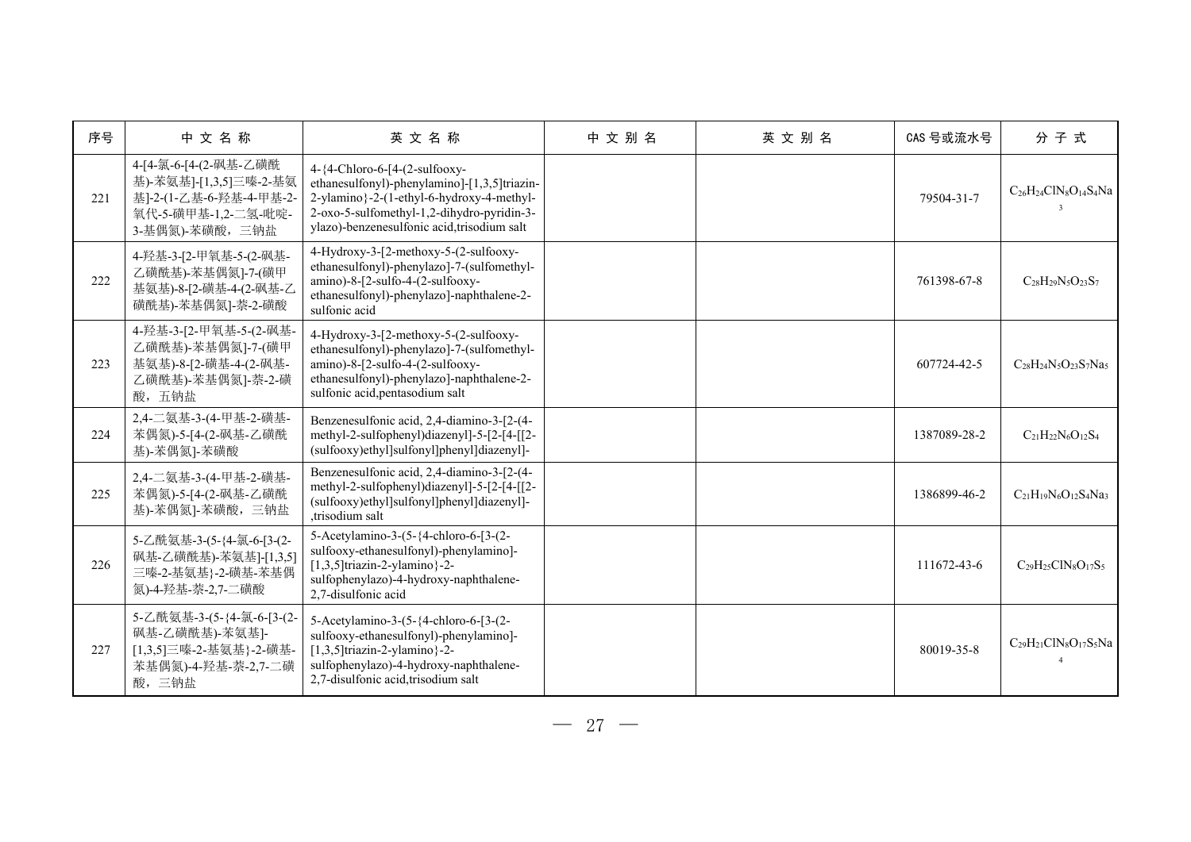| 序号 | 中 文 名 称 | 英 文 名 称 | 中 文 别 名 | 英 文 别 名 | CAS 号或流水号 | 分 子 式 |
| --- | --- | --- | --- | --- | --- | --- |
| 221 | 4-[4-氯-6-[4-(2-砜基-乙磺酰基)-苯氨基]-[1,3,5]三嗪-2-基氨基]-2-(1-乙基-6-羟基-4-甲基-2-氧代-5-磺甲基-1,2-二氢-吡啶-3-基偶氮)-苯磺酸，三钠盐 | 4-{4-Chloro-6-[4-(2-sulfooxy-ethanesulfonyl)-phenylamino]-[1,3,5]triazin-2-ylamino}-2-(1-ethyl-6-hydroxy-4-methyl-2-oxo-5-sulfomethyl-1,2-dihydro-pyridin-3-ylazo)-benzenesulfonic acid,trisodium salt | | | 79504-31-7 | $C_{26}H_{24}ClN_8O_{14}S_4Na_3$ |
| 222 | 4-羟基-3-[2-甲氧基-5-(2-砜基-乙磺酰基)-苯基偶氮]-7-(磺甲基氨基)-8-[2-磺基-4-(2-砜基-乙磺酰基)-苯基偶氮]-萘-2-磺酸 | 4-Hydroxy-3-[2-methoxy-5-(2-sulfooxy-ethanesulfonyl)-phenylazo]-7-(sulfomethyl-amino)-8-[2-sulfo-4-(2-sulfooxy-ethanesulfonyl)-phenylazo]-naphthalene-2-sulfonic acid | | | 761398-67-8 | $C_{28}H_{29}N_5O_{23}S_7$ |
| 223 | 4-羟基-3-[2-甲氧基-5-(2-砜基-乙磺酰基)-苯基偶氮]-7-(磺甲基氨基)-8-[2-磺基-4-(2-砜基-乙磺酰基)-苯基偶氮]-萘-2-磺酸，五钠盐 | 4-Hydroxy-3-[2-methoxy-5-(2-sulfooxy-ethanesulfonyl)-phenylazo]-7-(sulfomethyl-amino)-8-[2-sulfo-4-(2-sulfooxy-ethanesulfonyl)-phenylazo]-naphthalene-2-sulfonic acid,pentasodium salt | | | 607724-42-5 | $C_{28}H_{24}N_5O_{23}S_7Na_5$ |
| 224 | 2,4-二氨基-3-(4-甲基-2-磺基-苯偶氮)-5-[4-(2-砜基-乙磺酰基)-苯偶氮]-苯磺酸 | Benzenesulfonic acid, 2,4-diamino-3-[2-(4-methyl-2-sulfophenyl)diazenyl]-5-[2-[4-[[2-(sulfooxy)ethyl]sulfonyl]phenyl]diazenyl]- | | | 1387089-28-2 | $C_{21}H_{22}N_6O_{12}S_4$ |
| 225 | 2,4-二氨基-3-(4-甲基-2-磺基-苯偶氮)-5-[4-(2-砜基-乙磺酰基)-苯偶氮]-苯磺酸，三钠盐 | Benzenesulfonic acid, 2,4-diamino-3-[2-(4-methyl-2-sulfophenyl)diazenyl]-5-[2-[4-[[2-(sulfooxy)ethyl]sulfonyl]phenyl]diazenyl]-,trisodium salt | | | 1386899-46-2 | $C_{21}H_{19}N_6O_{12}S_4Na_3$ |
| 226 | 5-乙酰氨基-3-(5-{4-氯-6-[3-(2-砜基-乙磺酰基)-苯氨基]-[1,3,5]三嗪-2-基氨基}-2-磺基-苯基偶氮)-4-羟基-萘-2,7-二磺酸 | 5-Acetylamino-3-(5-{4-chloro-6-[3-(2-sulfooxy-ethanesulfonyl)-phenylamino]-[1,3,5]triazin-2-ylamino}-2-sulfophenylazo)-4-hydroxy-naphthalene-2,7-disulfonic acid | | | 111672-43-6 | $C_{29}H_{25}ClN_8O_{17}S_5$ |
| 227 | 5-乙酰氨基-3-(5-{4-氯-6-[3-(2-砜基-乙磺酰基)-苯氨基]-[1,3,5]三嗪-2-基氨基}-2-磺基-苯基偶氮)-4-羟基-萘-2,7-二磺酸，三钠盐 | 5-Acetylamino-3-(5-{4-chloro-6-[3-(2-sulfooxy-ethanesulfonyl)-phenylamino]-[1,3,5]triazin-2-ylamino}-2-sulfophenylazo)-4-hydroxy-naphthalene-2,7-disulfonic acid,trisodium salt | | | 80019-35-8 | $C_{29}H_{21}ClN_8O_{17}S_5Na_4$ |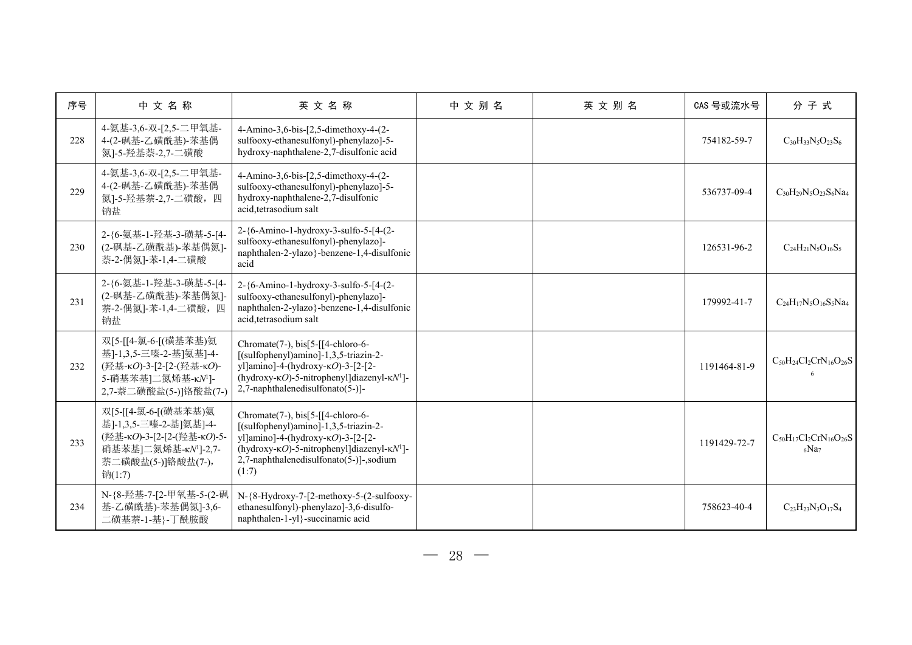| 序号 | 中 文 名 称 | 英 文 名 称 | 中 文 别 名 | 英 文 别 名 | CAS 号或流水号 | 分 子 式 |
| --- | --- | --- | --- | --- | --- | --- |
| 228 | 4-氨基-3,6-双-[2,5-二甲氧基-4-(2-砜基-乙磺酰基)-苯基偶氮]-5-羟基萘-2,7-二磺酸 | 4-Amino-3,6-bis-[2,5-dimethoxy-4-(2-sulfooxy-ethanesulfonyl)-phenylazo]-5-hydroxy-naphthalene-2,7-disulfonic acid | | | 754182-59-7 | $C_{30}H_{33}N_5O_{23}S_6$ |
| 229 | 4-氨基-3,6-双-[2,5-二甲氧基-4-(2-砜基-乙磺酰基)-苯基偶氮]-5-羟基萘-2,7-二磺酸，四钠盐 | 4-Amino-3,6-bis-[2,5-dimethoxy-4-(2-sulfooxy-ethanesulfonyl)-phenylazo]-5-hydroxy-naphthalene-2,7-disulfonic acid,tetrasodium salt | | | 536737-09-4 | $C_{30}H_{29}N_5O_{23}S_6Na_4$ |
| 230 | 2-{6-氨基-1-羟基-3-磺基-5-[4-(2-砜基-乙磺酰基)-苯基偶氮]-萘-2-偶氮]-苯-1,4-二磺酸 | 2-{6-Amino-1-hydroxy-3-sulfo-5-[4-(2-sulfooxy-ethanesulfonyl)-phenylazo]-naphthalen-2-ylazo}-benzene-1,4-disulfonic acid | | | 126531-96-2 | $C_{24}H_{21}N_5O_{16}S_5$ |
| 231 | 2-{6-氨基-1-羟基-3-磺基-5-[4-(2-砜基-乙磺酰基)-苯基偶氮]-萘-2-偶氮]-苯-1,4-二磺酸，四钠盐 | 2-{6-Amino-1-hydroxy-3-sulfo-5-[4-(2-sulfooxy-ethanesulfonyl)-phenylazo]-naphthalen-2-ylazo}-benzene-1,4-disulfonic acid,tetrasodium salt | | | 179992-41-7 | $C_{24}H_{17}N_5O_{16}S_5Na_4$ |
| 232 | 双[5-[[4-氯-6-[(磺基苯基)氨基]-1,3,5-三嗪-2-基]氨基]-4-(羟基-κ*O*)-3-[2-[2-(羟基-κ*O*)-5-硝基苯基]二氮烯基-κ*N*1]-2,7-萘二磺酸盐(5-)]铬酸盐(7-) | Chromate(7-), bis[5-[[4-chloro-6-[(sulfophenyl)amino]-1,3,5-triazin-2-yl]amino]-4-(hydroxy-κ*O*)-3-[2-[2-(hydroxy-κ*O*)-5-nitrophenyl]diazenyl-κ*N*1]-2,7-naphthalenedisulfonato(5-)]- | | | 1191464-81-9 | $C_{50}H_{24}Cl_2CrN_{16}O_{26}S_6$ |
| 233 | 双[5-[[4-氯-6-[(磺基苯基)氨基]-1,3,5-三嗪-2-基]氨基]-4-(羟基-κ*O*)-3-[2-[2-(羟基-κ*O*)-5-硝基苯基]二氮烯基-κ*N*1]-2,7-萘二磺酸盐(5-)]铬酸盐(7-),钠(1:7) | Chromate(7-), bis[5-[[4-chloro-6-[(sulfophenyl)amino]-1,3,5-triazin-2-yl]amino]-4-(hydroxy-κ*O*)-3-[2-[2-(hydroxy-κ*O*)-5-nitrophenyl]diazenyl-κ*N*1]-2,7-naphthalenedisulfonato(5-)]-,sodium (1:7) | | | 1191429-72-7 | $C_{50}H_{17}Cl_2CrN_{16}O_{26}S_6Na_7$ |
| 234 | N-{8-羟基-7-[2-甲氧基-5-(2-砜基-乙磺酰基)-苯基偶氮]-3,6-二磺基萘-1-基}-丁酰胺酸 | N-{8-Hydroxy-7-[2-methoxy-5-(2-sulfooxy-ethanesulfonyl)-phenylazo]-3,6-disulfo-naphthalen-1-yl}-succinamic acid | | | 758623-40-4 | $C_{23}H_{23}N_3O_{17}S_4$ |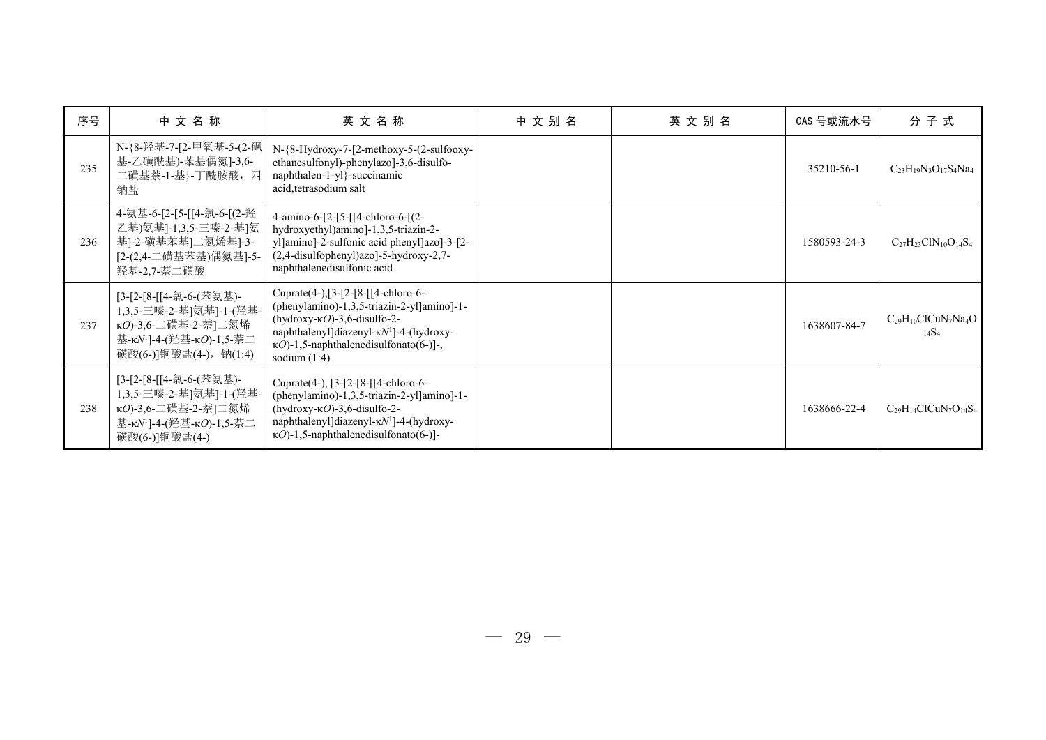| 序号 | 中 文 名 称 | 英 文 名 称 | 中 文 别 名 | 英 文 别 名 | CAS 号或流水号 | 分 子 式 |
|---|---|---|---|---|---|---|
| 235 | N-{8-羟基-7-[2-甲氧基-5-(2-砜基-乙磺酰基)-苯基偶氮]-3,6-二磺基萘-1-基}-丁酰胺酸，四钠盐 | N-{8-Hydroxy-7-[2-methoxy-5-(2-sulfooxy-ethanesulfonyl)-phenylazo]-3,6-disulfo-naphthalen-1-yl}-succinamic acid,tetrasodium salt | | | 35210-56-1 | $C_{23}H_{19}N_3O_{17}S_4Na_4$ |
| 236 | 4-氨基-6-[2-[5-[[4-氯-6-[(2-羟乙基)氨基]-1,3,5-三嗪-2-基]氨基]-2-磺基苯基]二氮烯基]-3-[2-(2,4-二磺基苯基)偶氮基]-5-羟基-2,7-萘二磺酸 | 4-amino-6-[2-[5-[[4-chloro-6-[(2-hydroxyethyl)amino]-1,3,5-triazin-2-yl]amino]-2-sulfonic acid phenyl]azo]-3-[2-(2,4-disulfophenyl)azo]-5-hydroxy-2,7-naphthalenedisulfonic acid | | | 1580593-24-3 | $C_{27}H_{23}ClN_{10}O_{14}S_4$ |
| 237 | [3-[2-[8-[[4-氯-6-(苯氨基)-1,3,5-三嗪-2-基]氨基]-1-(羟基-κ*O*)-3,6-二磺基-2-萘]二氮烯基-κ*N*[1]]-4-(羟基-κ*O*)-1,5-萘二磺酸(6-)]铜酸盐(4-)，钠(1:4) | Cuprate(4-),[3-[2-[8-[[4-chloro-6-(phenylamino)-1,3,5-triazin-2-yl]amino]-1-(hydroxy-κ*O*)-3,6-disulfo-2-naphthalenyl]diazenyl-κ*N*[1]]-4-(hydroxy-κ*O*)-1,5-naphthalenedisulfonato(6-)]-, sodium (1:4) | | | 1638607-84-7 | $C_{29}H_{10}ClCuN_7Na_4O_{14}S_4$ |
| 238 | [3-[2-[8-[[4-氯-6-(苯氨基)-1,3,5-三嗪-2-基]氨基]-1-(羟基-κ*O*)-3,6-二磺基-2-萘]二氮烯基-κ*N*[1]]-4-(羟基-κ*O*)-1,5-萘二磺酸(6-)]铜酸盐(4-) | Cuprate(4-), [3-[2-[8-[[4-chloro-6-(phenylamino)-1,3,5-triazin-2-yl]amino]-1-(hydroxy-κ*O*)-3,6-disulfo-2-naphthalenyl]diazenyl-κ*N*[1]]-4-(hydroxy-κ*O*)-1,5-naphthalenedisulfonato(6-)]- | | | 1638666-22-4 | $C_{29}H_{14}ClCuN_7O_{14}S_4$ |